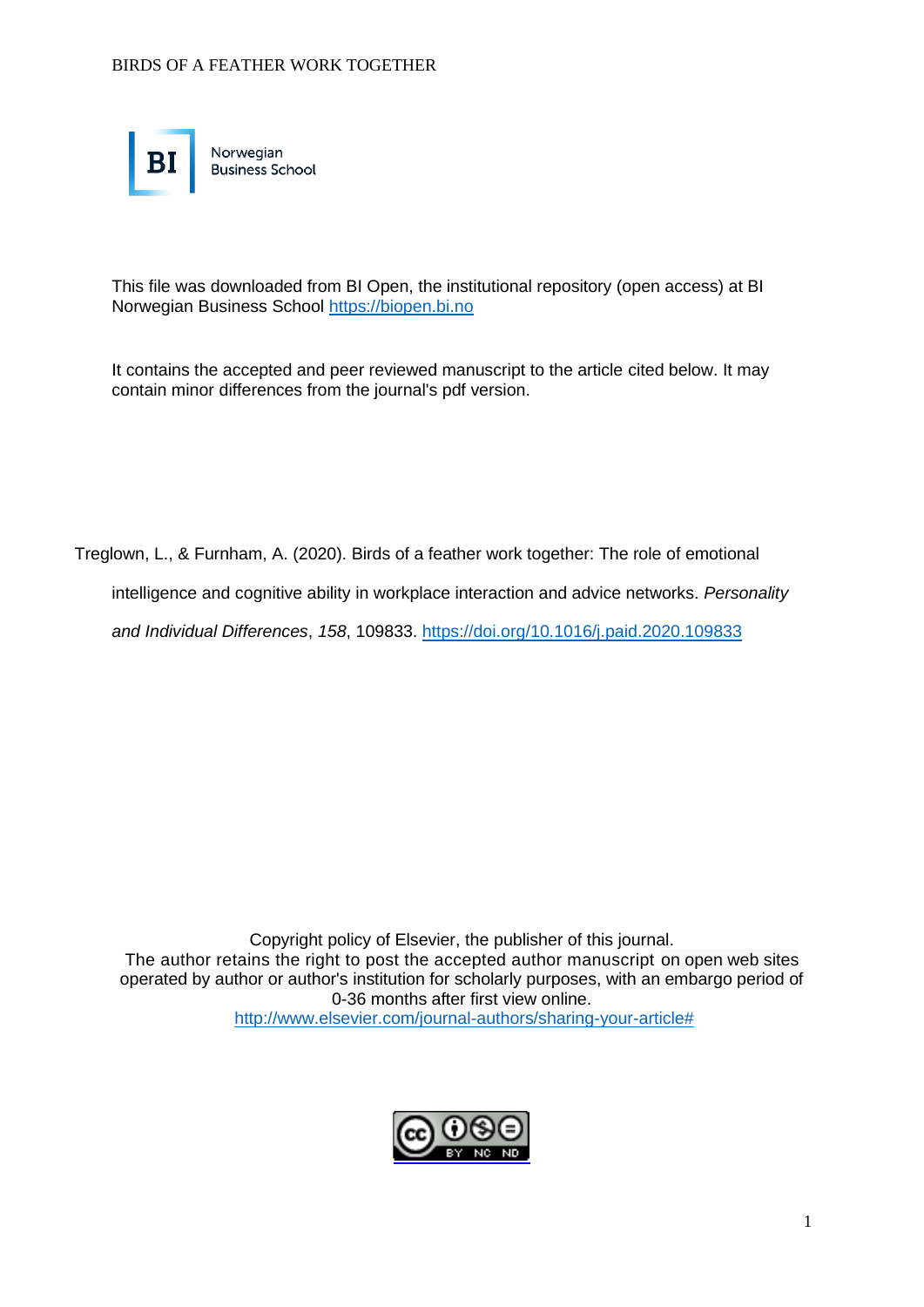This file was downloaded from BI Open, the institutional repository (open access) at BI Norwegian Business School https://biopen.bi.no

It contains the accepted and peer reviewed manuscript to the article cited below. It may contain minor differences from the journal's pdf version.

Treglown, L., & Furnham, A. (2020). Birds of a feather work together: The role of emotional intelligence and cognitive ability in workplace interaction and advice networks. *Personality and Individual Differences*, *158*, 109833. https://doi.org/10.1016/j.paid.2020.109833

Copyright policy of Elsevier, the publisher of this journal.
The author retains the right to post the accepted author manuscript on open web sites operated by author or author's institution for scholarly purposes, with an embargo period of 0-36 months after first view online.
http://www.elsevier.com/journal-authors/sharing-your-article#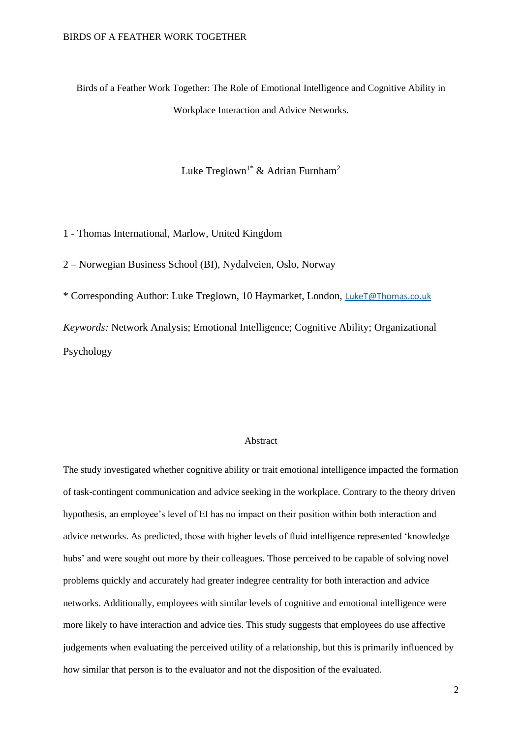# Birds of a Feather Work Together: The Role of Emotional Intelligence and Cognitive Ability in Workplace Interaction and Advice Networks.

Luke Treglown[1*] & Adrian Furnham[2]

1 - Thomas International, Marlow, United Kingdom

2 – Norwegian Business School (BI), Nydalveien, Oslo, Norway

* Corresponding Author: Luke Treglown, 10 Haymarket, London, LukeT@Thomas.co.uk

*Keywords:* Network Analysis; Emotional Intelligence; Cognitive Ability; Organizational Psychology

## Abstract

The study investigated whether cognitive ability or trait emotional intelligence impacted the formation of task-contingent communication and advice seeking in the workplace. Contrary to the theory driven hypothesis, an employee's level of EI has no impact on their position within both interaction and advice networks. As predicted, those with higher levels of fluid intelligence represented 'knowledge hubs' and were sought out more by their colleagues. Those perceived to be capable of solving novel problems quickly and accurately had greater indegree centrality for both interaction and advice networks. Additionally, employees with similar levels of cognitive and emotional intelligence were more likely to have interaction and advice ties. This study suggests that employees do use affective judgements when evaluating the perceived utility of a relationship, but this is primarily influenced by how similar that person is to the evaluator and not the disposition of the evaluated.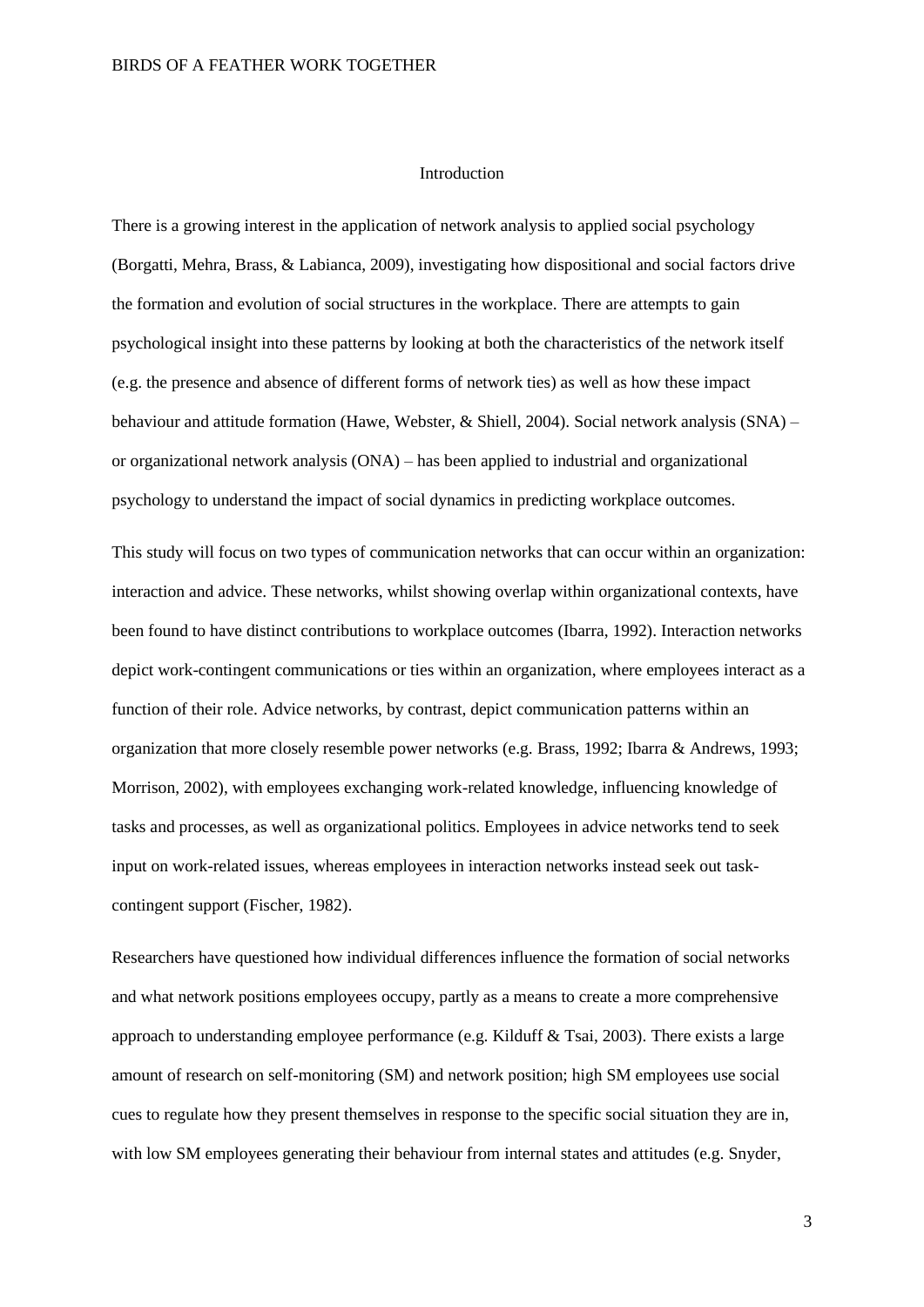# Introduction

There is a growing interest in the application of network analysis to applied social psychology (Borgatti, Mehra, Brass, & Labianca, 2009), investigating how dispositional and social factors drive the formation and evolution of social structures in the workplace. There are attempts to gain psychological insight into these patterns by looking at both the characteristics of the network itself (e.g. the presence and absence of different forms of network ties) as well as how these impact behaviour and attitude formation (Hawe, Webster, & Shiell, 2004). Social network analysis (SNA) – or organizational network analysis (ONA) – has been applied to industrial and organizational psychology to understand the impact of social dynamics in predicting workplace outcomes.

This study will focus on two types of communication networks that can occur within an organization: interaction and advice. These networks, whilst showing overlap within organizational contexts, have been found to have distinct contributions to workplace outcomes (Ibarra, 1992). Interaction networks depict work-contingent communications or ties within an organization, where employees interact as a function of their role. Advice networks, by contrast, depict communication patterns within an organization that more closely resemble power networks (e.g. Brass, 1992; Ibarra & Andrews, 1993; Morrison, 2002), with employees exchanging work-related knowledge, influencing knowledge of tasks and processes, as well as organizational politics. Employees in advice networks tend to seek input on work-related issues, whereas employees in interaction networks instead seek out task-contingent support (Fischer, 1982).

Researchers have questioned how individual differences influence the formation of social networks and what network positions employees occupy, partly as a means to create a more comprehensive approach to understanding employee performance (e.g. Kilduff & Tsai, 2003). There exists a large amount of research on self-monitoring (SM) and network position; high SM employees use social cues to regulate how they present themselves in response to the specific social situation they are in, with low SM employees generating their behaviour from internal states and attitudes (e.g. Snyder,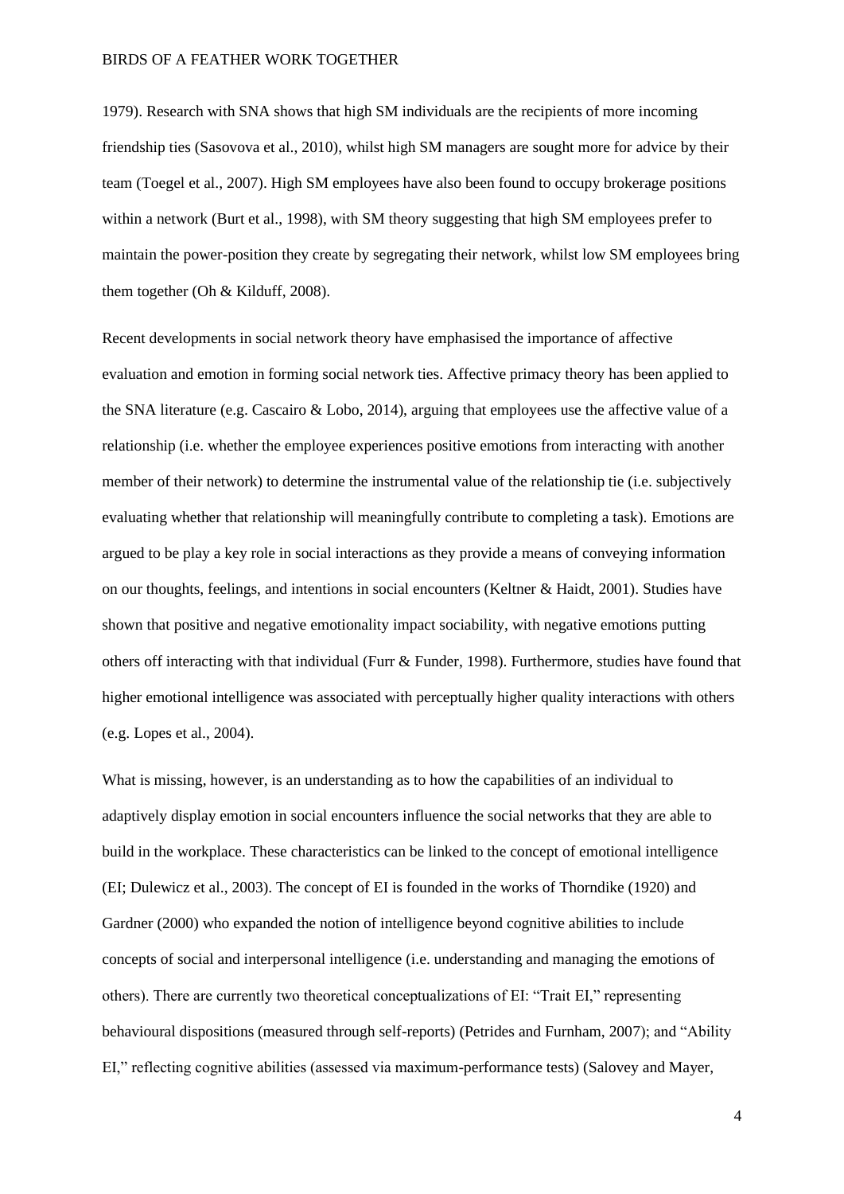1979). Research with SNA shows that high SM individuals are the recipients of more incoming friendship ties (Sasovova et al., 2010), whilst high SM managers are sought more for advice by their team (Toegel et al., 2007). High SM employees have also been found to occupy brokerage positions within a network (Burt et al., 1998), with SM theory suggesting that high SM employees prefer to maintain the power-position they create by segregating their network, whilst low SM employees bring them together (Oh & Kilduff, 2008).

Recent developments in social network theory have emphasised the importance of affective evaluation and emotion in forming social network ties. Affective primacy theory has been applied to the SNA literature (e.g. Cascairo & Lobo, 2014), arguing that employees use the affective value of a relationship (i.e. whether the employee experiences positive emotions from interacting with another member of their network) to determine the instrumental value of the relationship tie (i.e. subjectively evaluating whether that relationship will meaningfully contribute to completing a task). Emotions are argued to be play a key role in social interactions as they provide a means of conveying information on our thoughts, feelings, and intentions in social encounters (Keltner & Haidt, 2001). Studies have shown that positive and negative emotionality impact sociability, with negative emotions putting others off interacting with that individual (Furr & Funder, 1998). Furthermore, studies have found that higher emotional intelligence was associated with perceptually higher quality interactions with others (e.g. Lopes et al., 2004).

What is missing, however, is an understanding as to how the capabilities of an individual to adaptively display emotion in social encounters influence the social networks that they are able to build in the workplace. These characteristics can be linked to the concept of emotional intelligence (EI; Dulewicz et al., 2003). The concept of EI is founded in the works of Thorndike (1920) and Gardner (2000) who expanded the notion of intelligence beyond cognitive abilities to include concepts of social and interpersonal intelligence (i.e. understanding and managing the emotions of others). There are currently two theoretical conceptualizations of EI: "Trait EI," representing behavioural dispositions (measured through self-reports) (Petrides and Furnham, 2007); and "Ability EI," reflecting cognitive abilities (assessed via maximum-performance tests) (Salovey and Mayer,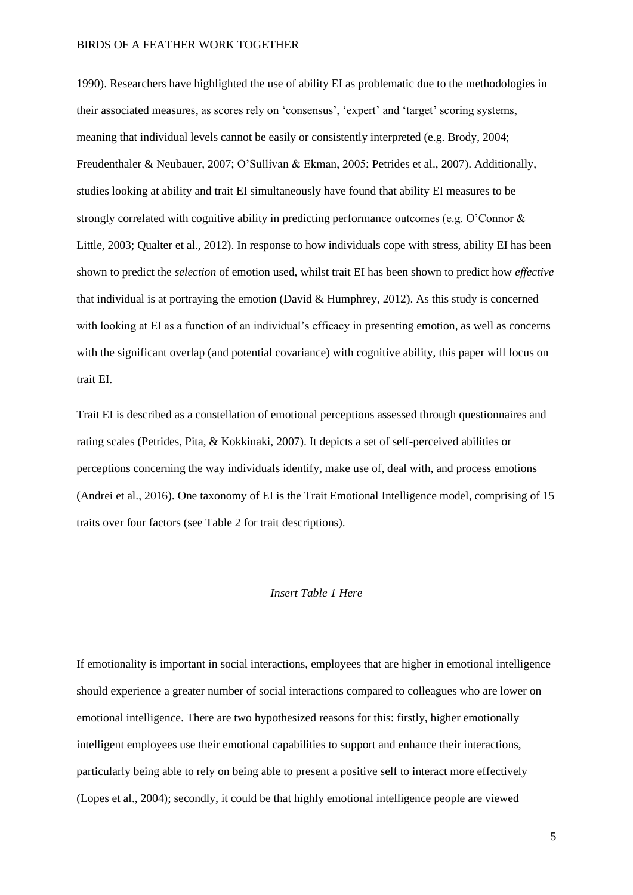1990). Researchers have highlighted the use of ability EI as problematic due to the methodologies in their associated measures, as scores rely on 'consensus', 'expert' and 'target' scoring systems, meaning that individual levels cannot be easily or consistently interpreted (e.g. Brody, 2004; Freudenthaler & Neubauer, 2007; O'Sullivan & Ekman, 2005; Petrides et al., 2007). Additionally, studies looking at ability and trait EI simultaneously have found that ability EI measures to be strongly correlated with cognitive ability in predicting performance outcomes (e.g. O'Connor & Little, 2003; Qualter et al., 2012). In response to how individuals cope with stress, ability EI has been shown to predict the *selection* of emotion used, whilst trait EI has been shown to predict how *effective* that individual is at portraying the emotion (David & Humphrey, 2012). As this study is concerned with looking at EI as a function of an individual's efficacy in presenting emotion, as well as concerns with the significant overlap (and potential covariance) with cognitive ability, this paper will focus on trait EI.

Trait EI is described as a constellation of emotional perceptions assessed through questionnaires and rating scales (Petrides, Pita, & Kokkinaki, 2007). It depicts a set of self-perceived abilities or perceptions concerning the way individuals identify, make use of, deal with, and process emotions (Andrei et al., 2016). One taxonomy of EI is the Trait Emotional Intelligence model, comprising of 15 traits over four factors (see Table 2 for trait descriptions).

*Insert Table 1 Here*

If emotionality is important in social interactions, employees that are higher in emotional intelligence should experience a greater number of social interactions compared to colleagues who are lower on emotional intelligence. There are two hypothesized reasons for this: firstly, higher emotionally intelligent employees use their emotional capabilities to support and enhance their interactions, particularly being able to rely on being able to present a positive self to interact more effectively (Lopes et al., 2004); secondly, it could be that highly emotional intelligence people are viewed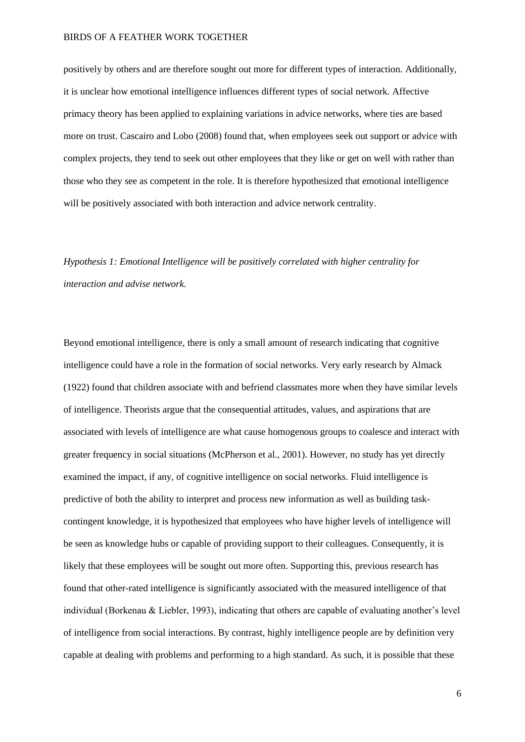positively by others and are therefore sought out more for different types of interaction. Additionally, it is unclear how emotional intelligence influences different types of social network. Affective primacy theory has been applied to explaining variations in advice networks, where ties are based more on trust. Cascairo and Lobo (2008) found that, when employees seek out support or advice with complex projects, they tend to seek out other employees that they like or get on well with rather than those who they see as competent in the role. It is therefore hypothesized that emotional intelligence will be positively associated with both interaction and advice network centrality.

*Hypothesis 1: Emotional Intelligence will be positively correlated with higher centrality for interaction and advise network.*

Beyond emotional intelligence, there is only a small amount of research indicating that cognitive intelligence could have a role in the formation of social networks. Very early research by Almack (1922) found that children associate with and befriend classmates more when they have similar levels of intelligence. Theorists argue that the consequential attitudes, values, and aspirations that are associated with levels of intelligence are what cause homogenous groups to coalesce and interact with greater frequency in social situations (McPherson et al., 2001). However, no study has yet directly examined the impact, if any, of cognitive intelligence on social networks. Fluid intelligence is predictive of both the ability to interpret and process new information as well as building task-contingent knowledge, it is hypothesized that employees who have higher levels of intelligence will be seen as knowledge hubs or capable of providing support to their colleagues. Consequently, it is likely that these employees will be sought out more often. Supporting this, previous research has found that other-rated intelligence is significantly associated with the measured intelligence of that individual (Borkenau & Liebler, 1993), indicating that others are capable of evaluating another's level of intelligence from social interactions. By contrast, highly intelligence people are by definition very capable at dealing with problems and performing to a high standard. As such, it is possible that these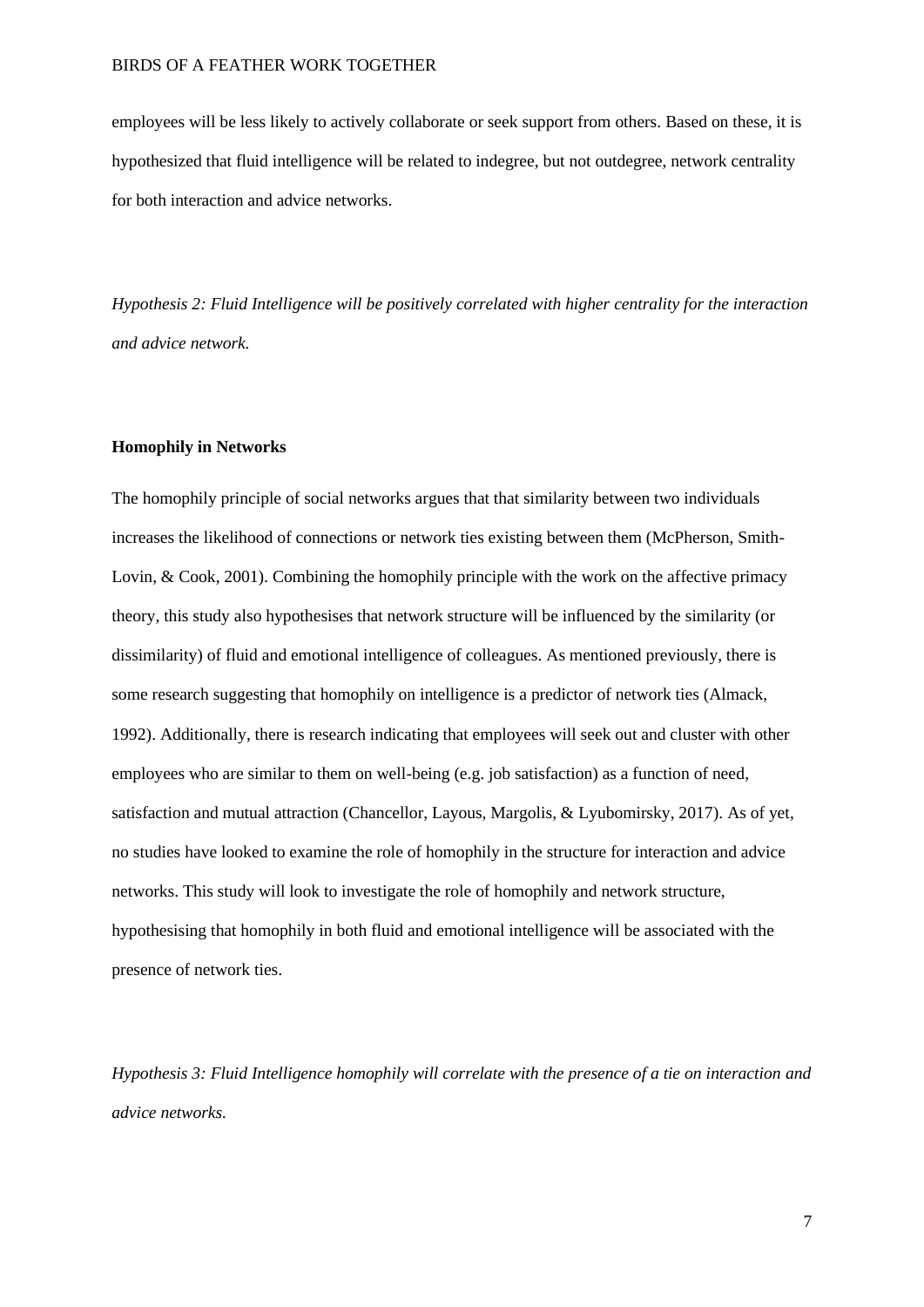employees will be less likely to actively collaborate or seek support from others. Based on these, it is hypothesized that fluid intelligence will be related to indegree, but not outdegree, network centrality for both interaction and advice networks.

*Hypothesis 2: Fluid Intelligence will be positively correlated with higher centrality for the interaction and advice network.*

**Homophily in Networks**

The homophily principle of social networks argues that that similarity between two individuals increases the likelihood of connections or network ties existing between them (McPherson, Smith-Lovin, & Cook, 2001). Combining the homophily principle with the work on the affective primacy theory, this study also hypothesises that network structure will be influenced by the similarity (or dissimilarity) of fluid and emotional intelligence of colleagues. As mentioned previously, there is some research suggesting that homophily on intelligence is a predictor of network ties (Almack, 1992). Additionally, there is research indicating that employees will seek out and cluster with other employees who are similar to them on well-being (e.g. job satisfaction) as a function of need, satisfaction and mutual attraction (Chancellor, Layous, Margolis, & Lyubomirsky, 2017). As of yet, no studies have looked to examine the role of homophily in the structure for interaction and advice networks. This study will look to investigate the role of homophily and network structure, hypothesising that homophily in both fluid and emotional intelligence will be associated with the presence of network ties.

*Hypothesis 3: Fluid Intelligence homophily will correlate with the presence of a tie on interaction and advice networks.*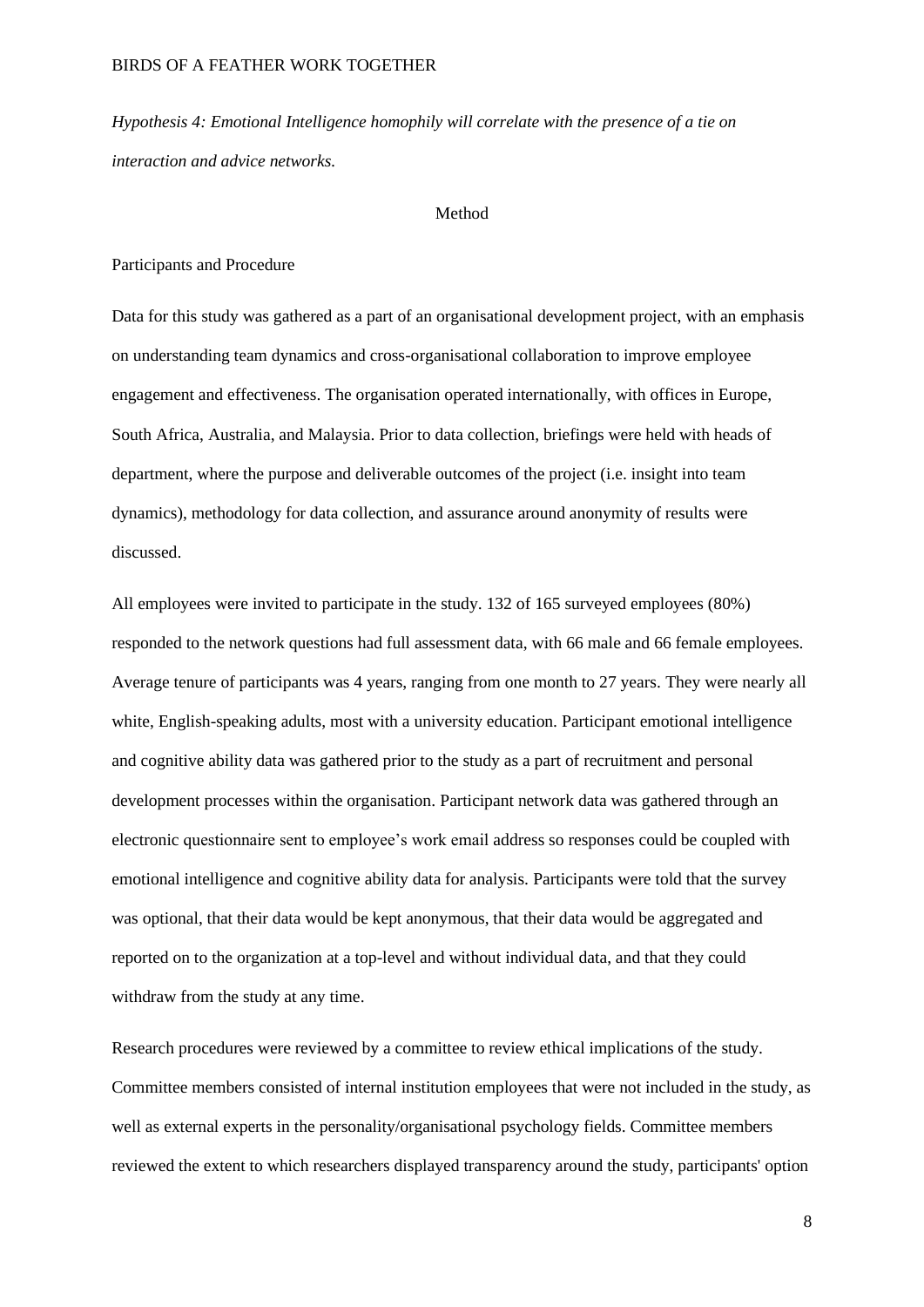*Hypothesis 4: Emotional Intelligence homophily will correlate with the presence of a tie on interaction and advice networks.*

# Method

## Participants and Procedure

Data for this study was gathered as a part of an organisational development project, with an emphasis on understanding team dynamics and cross-organisational collaboration to improve employee engagement and effectiveness. The organisation operated internationally, with offices in Europe, South Africa, Australia, and Malaysia. Prior to data collection, briefings were held with heads of department, where the purpose and deliverable outcomes of the project (i.e. insight into team dynamics), methodology for data collection, and assurance around anonymity of results were discussed.

All employees were invited to participate in the study. 132 of 165 surveyed employees (80%) responded to the network questions had full assessment data, with 66 male and 66 female employees. Average tenure of participants was 4 years, ranging from one month to 27 years. They were nearly all white, English-speaking adults, most with a university education. Participant emotional intelligence and cognitive ability data was gathered prior to the study as a part of recruitment and personal development processes within the organisation. Participant network data was gathered through an electronic questionnaire sent to employee's work email address so responses could be coupled with emotional intelligence and cognitive ability data for analysis. Participants were told that the survey was optional, that their data would be kept anonymous, that their data would be aggregated and reported on to the organization at a top-level and without individual data, and that they could withdraw from the study at any time.

Research procedures were reviewed by a committee to review ethical implications of the study. Committee members consisted of internal institution employees that were not included in the study, as well as external experts in the personality/organisational psychology fields. Committee members reviewed the extent to which researchers displayed transparency around the study, participants' option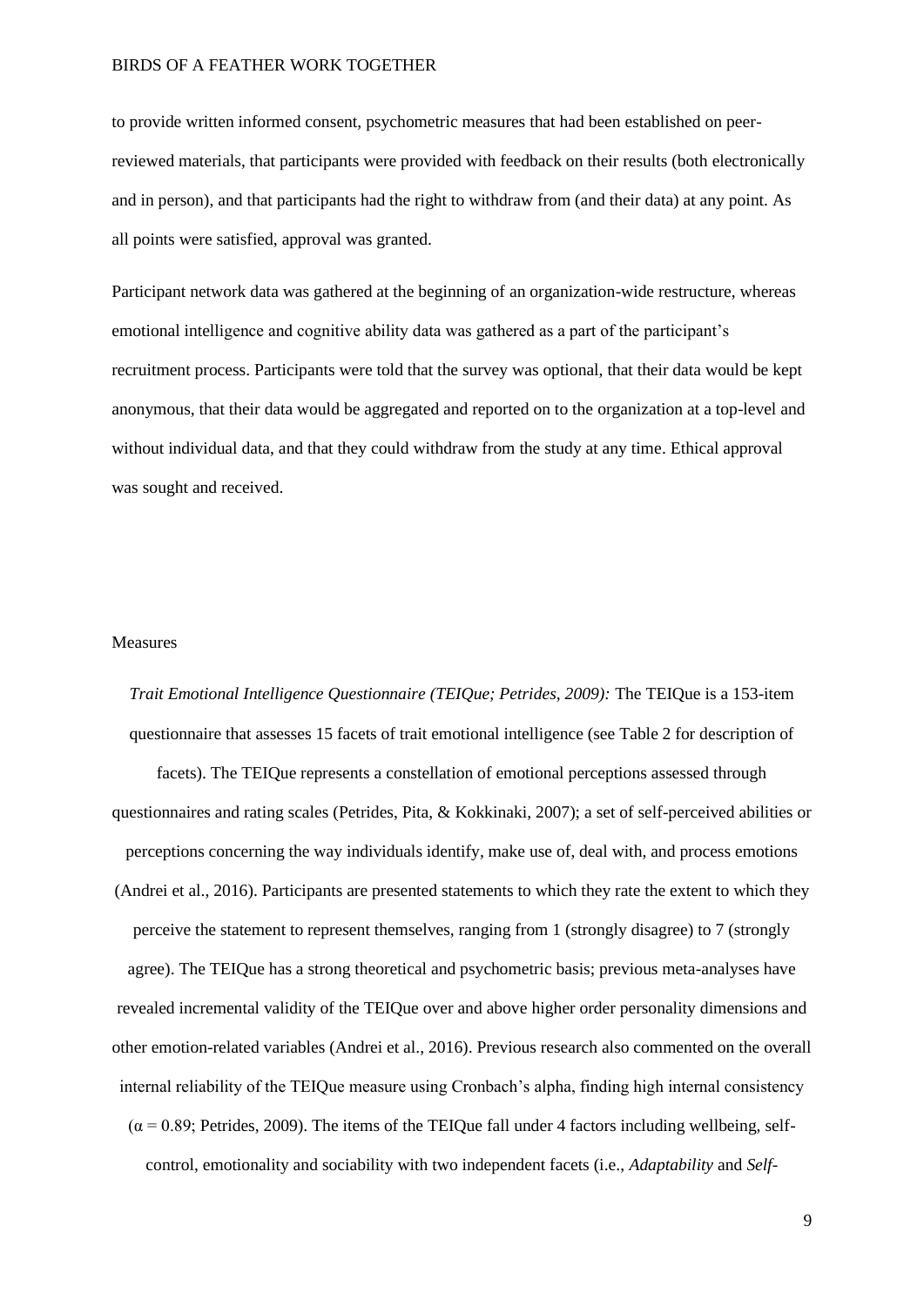to provide written informed consent, psychometric measures that had been established on peer-reviewed materials, that participants were provided with feedback on their results (both electronically and in person), and that participants had the right to withdraw from (and their data) at any point. As all points were satisfied, approval was granted.

Participant network data was gathered at the beginning of an organization-wide restructure, whereas emotional intelligence and cognitive ability data was gathered as a part of the participant's recruitment process. Participants were told that the survey was optional, that their data would be kept anonymous, that their data would be aggregated and reported on to the organization at a top-level and without individual data, and that they could withdraw from the study at any time. Ethical approval was sought and received.

## Measures

*Trait Emotional Intelligence Questionnaire (TEIQue; Petrides, 2009):* The TEIQue is a 153-item questionnaire that assesses 15 facets of trait emotional intelligence (see Table 2 for description of facets). The TEIQue represents a constellation of emotional perceptions assessed through questionnaires and rating scales (Petrides, Pita, & Kokkinaki, 2007); a set of self-perceived abilities or perceptions concerning the way individuals identify, make use of, deal with, and process emotions (Andrei et al., 2016). Participants are presented statements to which they rate the extent to which they perceive the statement to represent themselves, ranging from 1 (strongly disagree) to 7 (strongly agree). The TEIQue has a strong theoretical and psychometric basis; previous meta-analyses have revealed incremental validity of the TEIQue over and above higher order personality dimensions and other emotion-related variables (Andrei et al., 2016). Previous research also commented on the overall internal reliability of the TEIQue measure using Cronbach's alpha, finding high internal consistency ($\alpha = 0.89$; Petrides, 2009). The items of the TEIQue fall under 4 factors including wellbeing, self-control, emotionality and sociability with two independent facets (i.e., *Adaptability* and *Self-*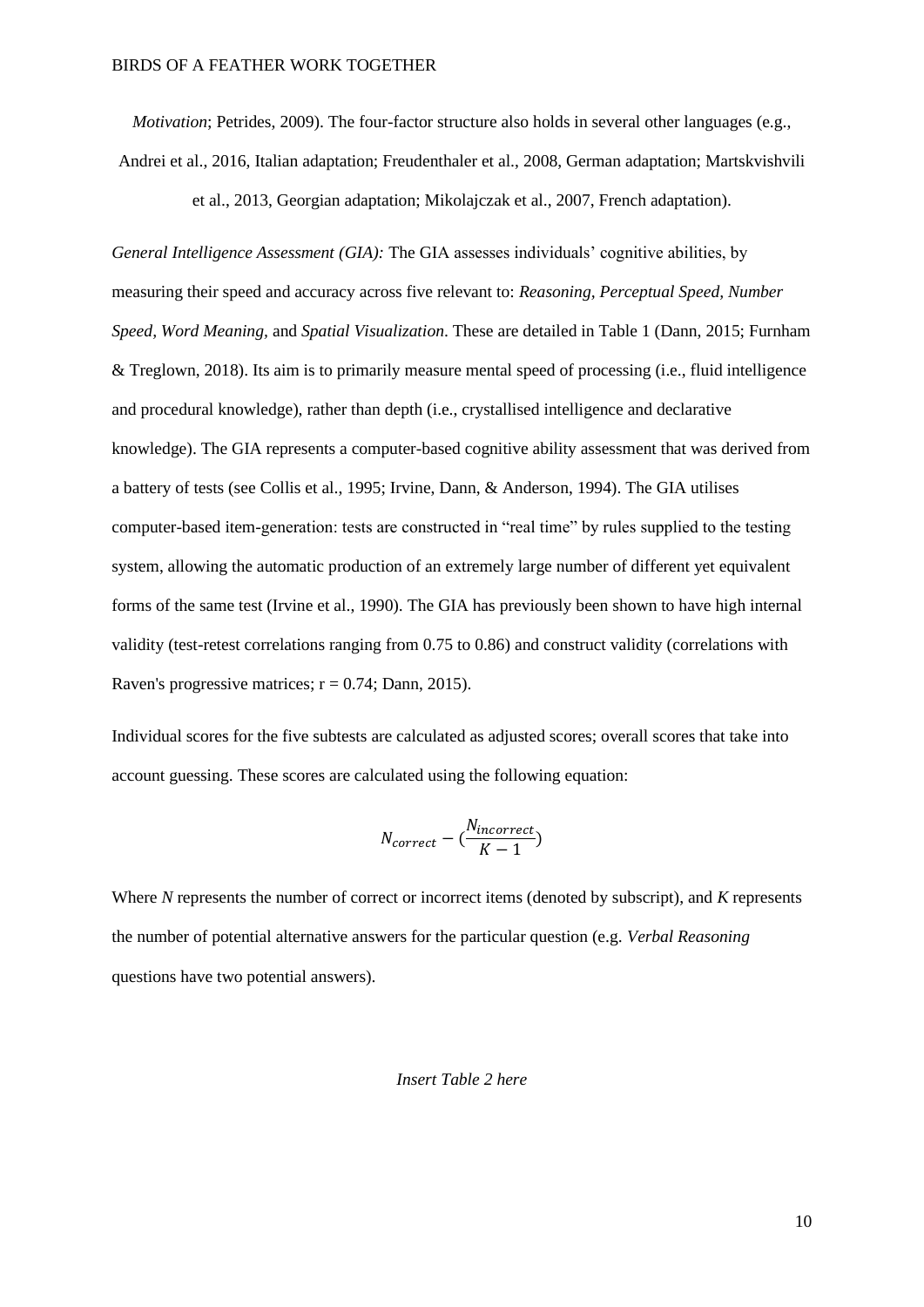*Motivation*; Petrides, 2009). The four-factor structure also holds in several other languages (e.g., Andrei et al., 2016, Italian adaptation; Freudenthaler et al., 2008, German adaptation; Martskvishvili et al., 2013, Georgian adaptation; Mikolajczak et al., 2007, French adaptation).

*General Intelligence Assessment (GIA):* The GIA assesses individuals' cognitive abilities, by measuring their speed and accuracy across five relevant to: *Reasoning, Perceptual Speed, Number Speed, Word Meaning,* and *Spatial Visualization*. These are detailed in Table 1 (Dann, 2015; Furnham & Treglown, 2018). Its aim is to primarily measure mental speed of processing (i.e., fluid intelligence and procedural knowledge), rather than depth (i.e., crystallised intelligence and declarative knowledge). The GIA represents a computer-based cognitive ability assessment that was derived from a battery of tests (see Collis et al., 1995; Irvine, Dann, & Anderson, 1994). The GIA utilises computer-based item-generation: tests are constructed in "real time" by rules supplied to the testing system, allowing the automatic production of an extremely large number of different yet equivalent forms of the same test (Irvine et al., 1990). The GIA has previously been shown to have high internal validity (test-retest correlations ranging from 0.75 to 0.86) and construct validity (correlations with Raven's progressive matrices; $r = 0.74$; Dann, 2015).

Individual scores for the five subtests are calculated as adjusted scores; overall scores that take into account guessing. These scores are calculated using the following equation:

$$N_{correct} - (\frac{N_{incorrect}}{K - 1})$$

Where *N* represents the number of correct or incorrect items (denoted by subscript), and *K* represents the number of potential alternative answers for the particular question (e.g. *Verbal Reasoning* questions have two potential answers).

*Insert Table 2 here*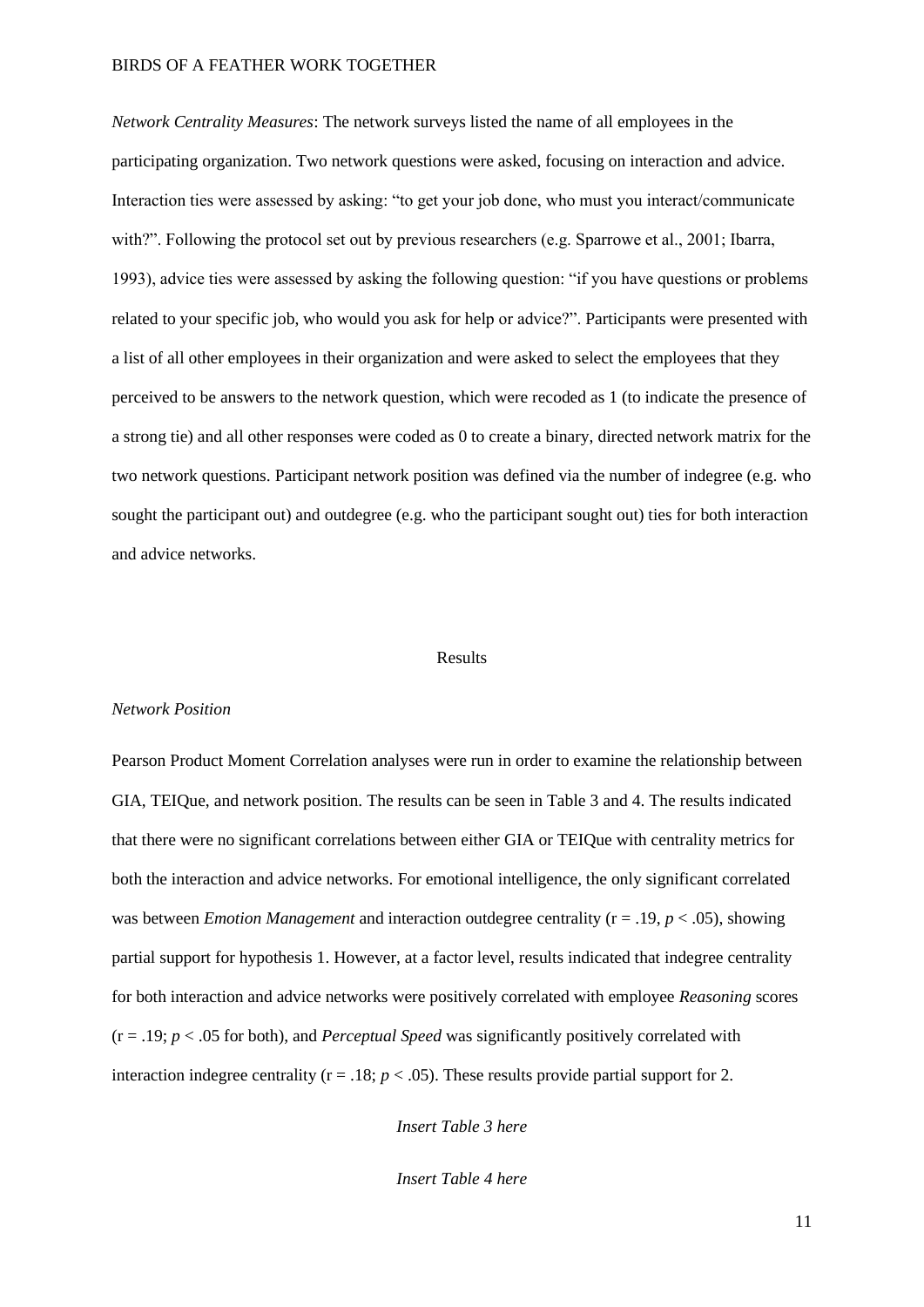*Network Centrality Measures*: The network surveys listed the name of all employees in the participating organization. Two network questions were asked, focusing on interaction and advice. Interaction ties were assessed by asking: "to get your job done, who must you interact/communicate with?". Following the protocol set out by previous researchers (e.g. Sparrowe et al., 2001; Ibarra, 1993), advice ties were assessed by asking the following question: "if you have questions or problems related to your specific job, who would you ask for help or advice?". Participants were presented with a list of all other employees in their organization and were asked to select the employees that they perceived to be answers to the network question, which were recoded as 1 (to indicate the presence of a strong tie) and all other responses were coded as 0 to create a binary, directed network matrix for the two network questions. Participant network position was defined via the number of indegree (e.g. who sought the participant out) and outdegree (e.g. who the participant sought out) ties for both interaction and advice networks.

## Results

### *Network Position*

Pearson Product Moment Correlation analyses were run in order to examine the relationship between GIA, TEIQue, and network position. The results can be seen in Table 3 and 4. The results indicated that there were no significant correlations between either GIA or TEIQue with centrality metrics for both the interaction and advice networks. For emotional intelligence, the only significant correlated was between *Emotion Management* and interaction outdegree centrality ($r = .19$, $p < .05$), showing partial support for hypothesis 1. However, at a factor level, results indicated that indegree centrality for both interaction and advice networks were positively correlated with employee *Reasoning* scores ($r = .19$; $p < .05$ for both), and *Perceptual Speed* was significantly positively correlated with interaction indegree centrality ($r = .18$; $p < .05$). These results provide partial support for 2.

*Insert Table 3 here*

*Insert Table 4 here*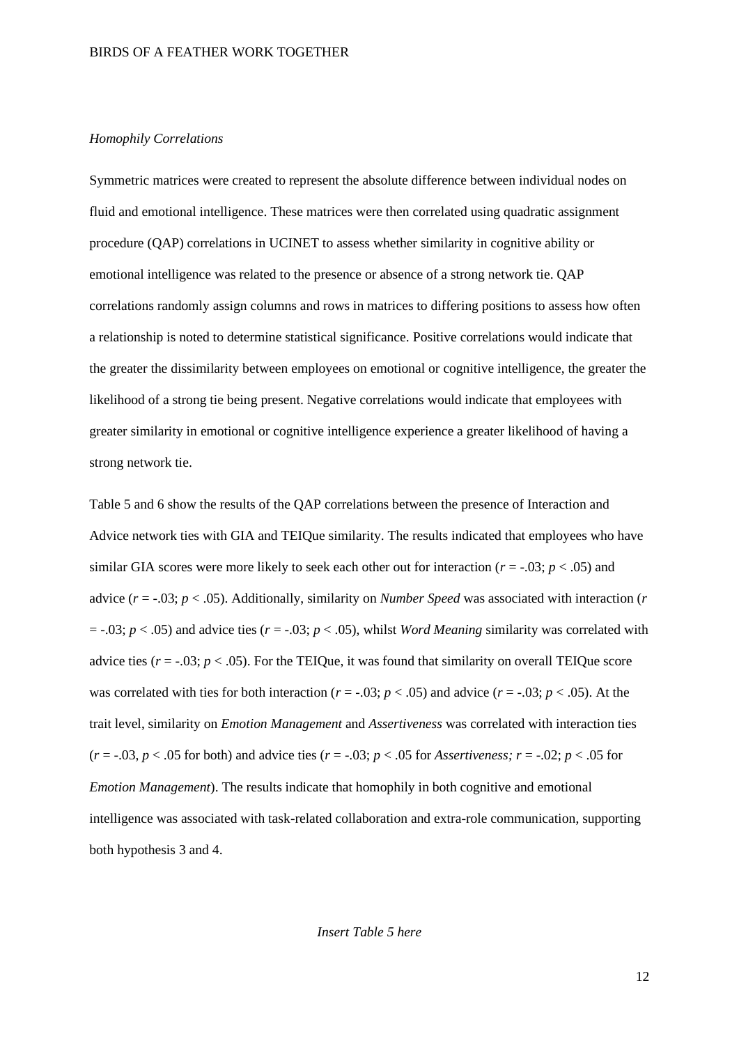*Homophily Correlations*

Symmetric matrices were created to represent the absolute difference between individual nodes on fluid and emotional intelligence. These matrices were then correlated using quadratic assignment procedure (QAP) correlations in UCINET to assess whether similarity in cognitive ability or emotional intelligence was related to the presence or absence of a strong network tie. QAP correlations randomly assign columns and rows in matrices to differing positions to assess how often a relationship is noted to determine statistical significance. Positive correlations would indicate that the greater the dissimilarity between employees on emotional or cognitive intelligence, the greater the likelihood of a strong tie being present. Negative correlations would indicate that employees with greater similarity in emotional or cognitive intelligence experience a greater likelihood of having a strong network tie.

Table 5 and 6 show the results of the QAP correlations between the presence of Interaction and Advice network ties with GIA and TEIQue similarity. The results indicated that employees who have similar GIA scores were more likely to seek each other out for interaction ($r = -.03$; $p < .05$) and advice ($r = -.03$; $p < .05$). Additionally, similarity on *Number Speed* was associated with interaction ($r = -.03$; $p < .05$) and advice ties ($r = -.03$; $p < .05$), whilst *Word Meaning* similarity was correlated with advice ties ($r = -.03$; $p < .05$). For the TEIQue, it was found that similarity on overall TEIQue score was correlated with ties for both interaction ($r = -.03$; $p < .05$) and advice ($r = -.03$; $p < .05$). At the trait level, similarity on *Emotion Management* and *Assertiveness* was correlated with interaction ties ($r = -.03$, $p < .05$ for both) and advice ties ($r = -.03$; $p < .05$ for *Assertiveness;* $r = -.02$; $p < .05$ for *Emotion Management*). The results indicate that homophily in both cognitive and emotional intelligence was associated with task-related collaboration and extra-role communication, supporting both hypothesis 3 and 4.

*Insert Table 5 here*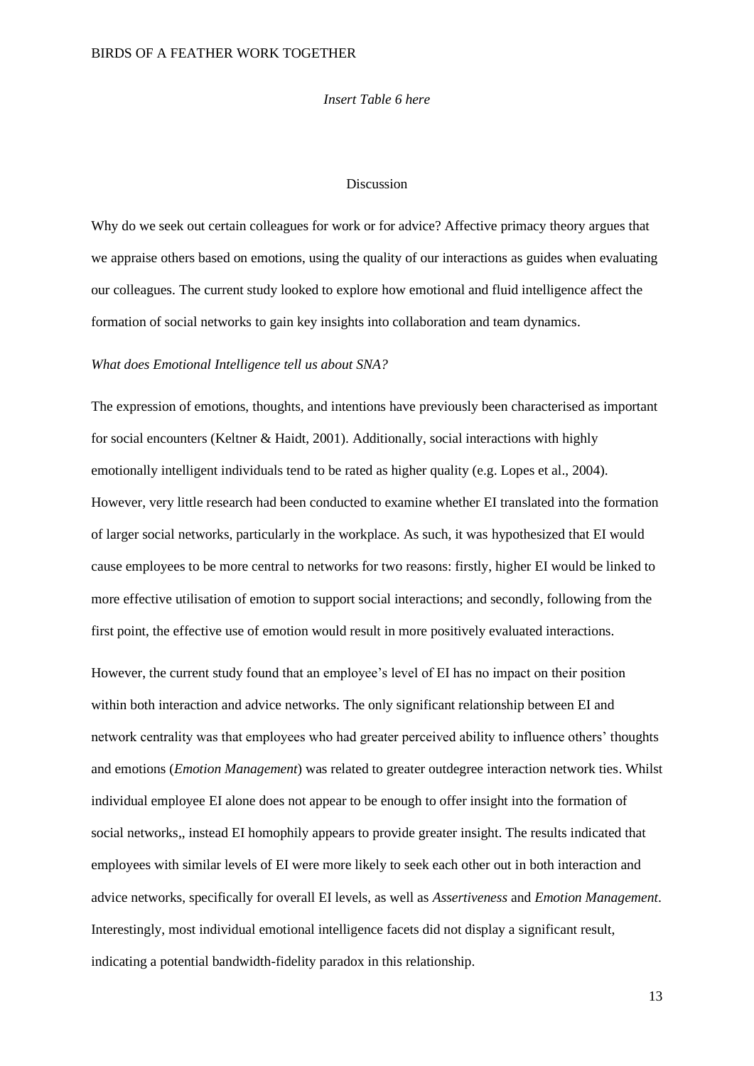*Insert Table 6 here*

# Discussion

Why do we seek out certain colleagues for work or for advice? Affective primacy theory argues that we appraise others based on emotions, using the quality of our interactions as guides when evaluating our colleagues. The current study looked to explore how emotional and fluid intelligence affect the formation of social networks to gain key insights into collaboration and team dynamics.

## *What does Emotional Intelligence tell us about SNA?*

The expression of emotions, thoughts, and intentions have previously been characterised as important for social encounters (Keltner & Haidt, 2001). Additionally, social interactions with highly emotionally intelligent individuals tend to be rated as higher quality (e.g. Lopes et al., 2004). However, very little research had been conducted to examine whether EI translated into the formation of larger social networks, particularly in the workplace. As such, it was hypothesized that EI would cause employees to be more central to networks for two reasons: firstly, higher EI would be linked to more effective utilisation of emotion to support social interactions; and secondly, following from the first point, the effective use of emotion would result in more positively evaluated interactions.

However, the current study found that an employee's level of EI has no impact on their position within both interaction and advice networks. The only significant relationship between EI and network centrality was that employees who had greater perceived ability to influence others' thoughts and emotions (*Emotion Management*) was related to greater outdegree interaction network ties. Whilst individual employee EI alone does not appear to be enough to offer insight into the formation of social networks,, instead EI homophily appears to provide greater insight. The results indicated that employees with similar levels of EI were more likely to seek each other out in both interaction and advice networks, specifically for overall EI levels, as well as *Assertiveness* and *Emotion Management*. Interestingly, most individual emotional intelligence facets did not display a significant result, indicating a potential bandwidth-fidelity paradox in this relationship.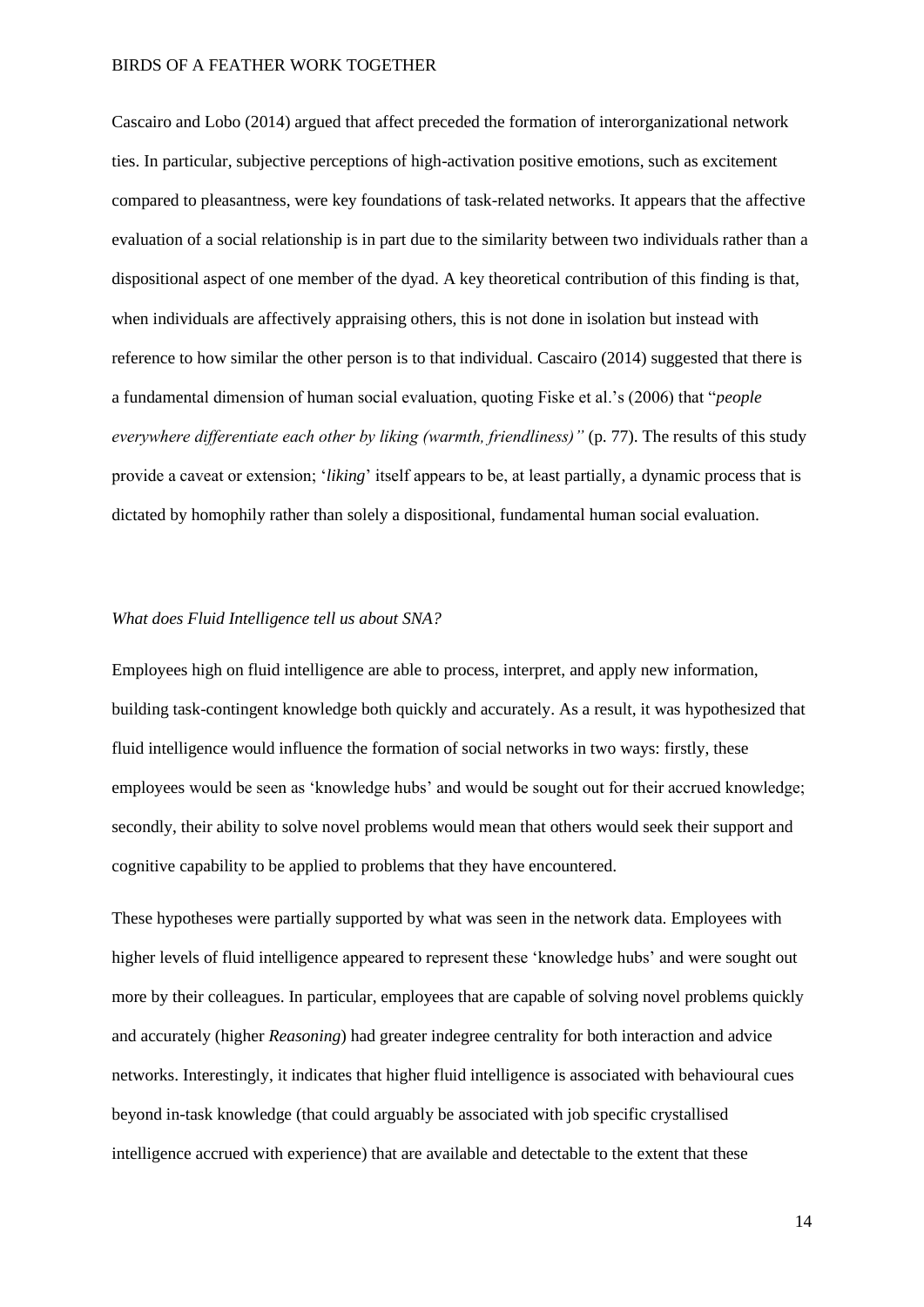Cascairo and Lobo (2014) argued that affect preceded the formation of interorganizational network ties. In particular, subjective perceptions of high-activation positive emotions, such as excitement compared to pleasantness, were key foundations of task-related networks. It appears that the affective evaluation of a social relationship is in part due to the similarity between two individuals rather than a dispositional aspect of one member of the dyad. A key theoretical contribution of this finding is that, when individuals are affectively appraising others, this is not done in isolation but instead with reference to how similar the other person is to that individual. Cascairo (2014) suggested that there is a fundamental dimension of human social evaluation, quoting Fiske et al.'s (2006) that "*people everywhere differentiate each other by liking (warmth, friendliness)"* (p. 77). The results of this study provide a caveat or extension; '*liking*' itself appears to be, at least partially, a dynamic process that is dictated by homophily rather than solely a dispositional, fundamental human social evaluation.

*What does Fluid Intelligence tell us about SNA?*

Employees high on fluid intelligence are able to process, interpret, and apply new information, building task-contingent knowledge both quickly and accurately. As a result, it was hypothesized that fluid intelligence would influence the formation of social networks in two ways: firstly, these employees would be seen as 'knowledge hubs' and would be sought out for their accrued knowledge; secondly, their ability to solve novel problems would mean that others would seek their support and cognitive capability to be applied to problems that they have encountered.

These hypotheses were partially supported by what was seen in the network data. Employees with higher levels of fluid intelligence appeared to represent these 'knowledge hubs' and were sought out more by their colleagues. In particular, employees that are capable of solving novel problems quickly and accurately (higher *Reasoning*) had greater indegree centrality for both interaction and advice networks. Interestingly, it indicates that higher fluid intelligence is associated with behavioural cues beyond in-task knowledge (that could arguably be associated with job specific crystallised intelligence accrued with experience) that are available and detectable to the extent that these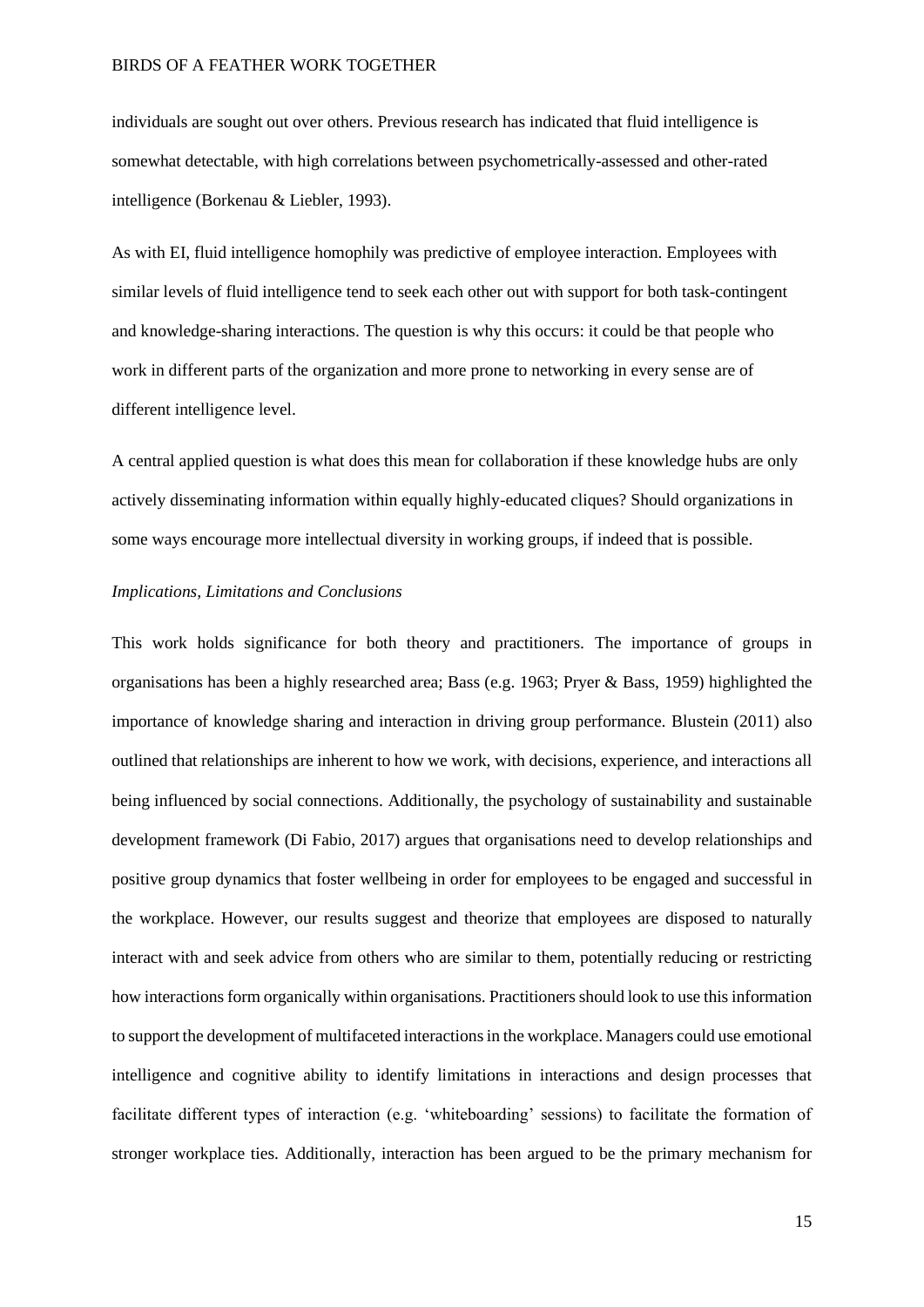individuals are sought out over others. Previous research has indicated that fluid intelligence is somewhat detectable, with high correlations between psychometrically-assessed and other-rated intelligence (Borkenau & Liebler, 1993).

As with EI, fluid intelligence homophily was predictive of employee interaction. Employees with similar levels of fluid intelligence tend to seek each other out with support for both task-contingent and knowledge-sharing interactions. The question is why this occurs: it could be that people who work in different parts of the organization and more prone to networking in every sense are of different intelligence level.

A central applied question is what does this mean for collaboration if these knowledge hubs are only actively disseminating information within equally highly-educated cliques? Should organizations in some ways encourage more intellectual diversity in working groups, if indeed that is possible.

### *Implications, Limitations and Conclusions*

This work holds significance for both theory and practitioners. The importance of groups in organisations has been a highly researched area; Bass (e.g. 1963; Pryer & Bass, 1959) highlighted the importance of knowledge sharing and interaction in driving group performance. Blustein (2011) also outlined that relationships are inherent to how we work, with decisions, experience, and interactions all being influenced by social connections. Additionally, the psychology of sustainability and sustainable development framework (Di Fabio, 2017) argues that organisations need to develop relationships and positive group dynamics that foster wellbeing in order for employees to be engaged and successful in the workplace. However, our results suggest and theorize that employees are disposed to naturally interact with and seek advice from others who are similar to them, potentially reducing or restricting how interactions form organically within organisations. Practitioners should look to use this information to support the development of multifaceted interactions in the workplace. Managers could use emotional intelligence and cognitive ability to identify limitations in interactions and design processes that facilitate different types of interaction (e.g. 'whiteboarding' sessions) to facilitate the formation of stronger workplace ties. Additionally, interaction has been argued to be the primary mechanism for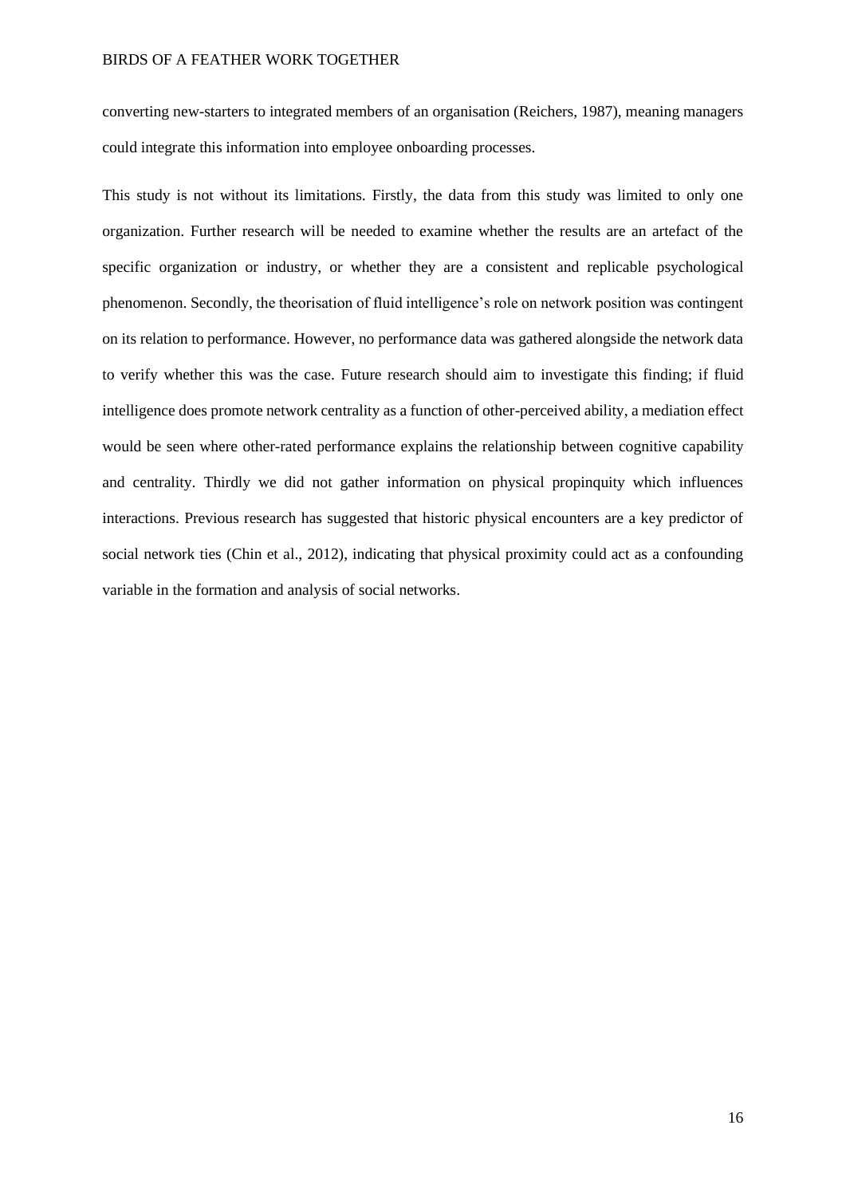converting new-starters to integrated members of an organisation (Reichers, 1987), meaning managers could integrate this information into employee onboarding processes.

This study is not without its limitations. Firstly, the data from this study was limited to only one organization. Further research will be needed to examine whether the results are an artefact of the specific organization or industry, or whether they are a consistent and replicable psychological phenomenon. Secondly, the theorisation of fluid intelligence's role on network position was contingent on its relation to performance. However, no performance data was gathered alongside the network data to verify whether this was the case. Future research should aim to investigate this finding; if fluid intelligence does promote network centrality as a function of other-perceived ability, a mediation effect would be seen where other-rated performance explains the relationship between cognitive capability and centrality. Thirdly we did not gather information on physical propinquity which influences interactions. Previous research has suggested that historic physical encounters are a key predictor of social network ties (Chin et al., 2012), indicating that physical proximity could act as a confounding variable in the formation and analysis of social networks.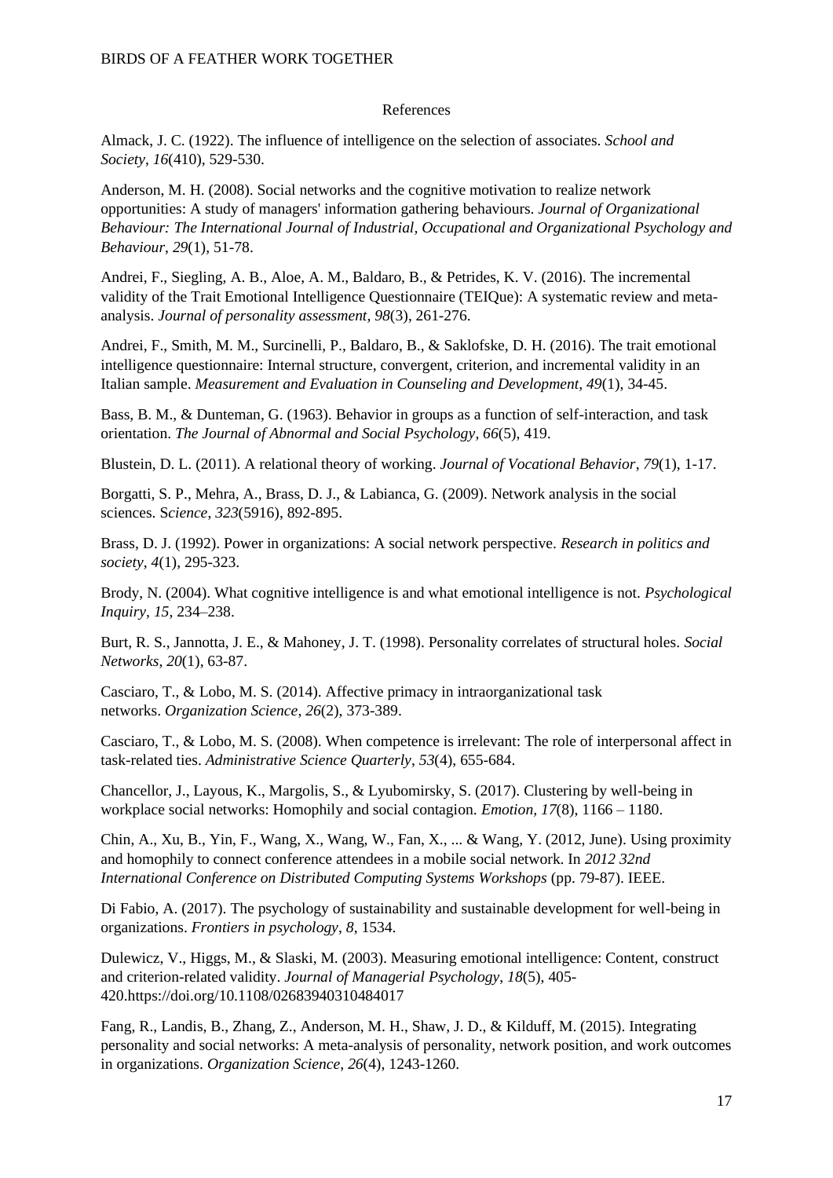# References

Almack, J. C. (1922). The influence of intelligence on the selection of associates. *School and Society*, *16*(410), 529-530.

Anderson, M. H. (2008). Social networks and the cognitive motivation to realize network opportunities: A study of managers' information gathering behaviours. *Journal of Organizational Behaviour: The International Journal of Industrial, Occupational and Organizational Psychology and Behaviour*, *29*(1), 51-78.

Andrei, F., Siegling, A. B., Aloe, A. M., Baldaro, B., & Petrides, K. V. (2016). The incremental validity of the Trait Emotional Intelligence Questionnaire (TEIQue): A systematic review and meta-analysis. *Journal of personality assessment, 98*(3), 261-276.

Andrei, F., Smith, M. M., Surcinelli, P., Baldaro, B., & Saklofske, D. H. (2016). The trait emotional intelligence questionnaire: Internal structure, convergent, criterion, and incremental validity in an Italian sample. *Measurement and Evaluation in Counseling and Development, 49*(1), 34-45.

Bass, B. M., & Dunteman, G. (1963). Behavior in groups as a function of self-interaction, and task orientation. *The Journal of Abnormal and Social Psychology*, *66*(5), 419.

Blustein, D. L. (2011). A relational theory of working. *Journal of Vocational Behavior*, *79*(1), 1-17.

Borgatti, S. P., Mehra, A., Brass, D. J., & Labianca, G. (2009). Network analysis in the social sciences. S*cience*, *323*(5916), 892-895.

Brass, D. J. (1992). Power in organizations: A social network perspective. *Research in politics and society*, *4*(1), 295-323.

Brody, N. (2004). What cognitive intelligence is and what emotional intelligence is not. *Psychological Inquiry, 15*, 234–238.

Burt, R. S., Jannotta, J. E., & Mahoney, J. T. (1998). Personality correlates of structural holes. *Social Networks*, *20*(1), 63-87.

Casciaro, T., & Lobo, M. S. (2014). Affective primacy in intraorganizational task networks. *Organization Science*, *26*(2), 373-389.

Casciaro, T., & Lobo, M. S. (2008). When competence is irrelevant: The role of interpersonal affect in task-related ties. *Administrative Science Quarterly*, *53*(4), 655-684.

Chancellor, J., Layous, K., Margolis, S., & Lyubomirsky, S. (2017). Clustering by well-being in workplace social networks: Homophily and social contagion. *Emotion, 17*(8), 1166 – 1180.

Chin, A., Xu, B., Yin, F., Wang, X., Wang, W., Fan, X., ... & Wang, Y. (2012, June). Using proximity and homophily to connect conference attendees in a mobile social network. In *2012 32nd International Conference on Distributed Computing Systems Workshops* (pp. 79-87). IEEE.

Di Fabio, A. (2017). The psychology of sustainability and sustainable development for well-being in organizations. *Frontiers in psychology*, *8*, 1534.

Dulewicz, V., Higgs, M., & Slaski, M. (2003). Measuring emotional intelligence: Content, construct and criterion-related validity. *Journal of Managerial Psychology*, *18*(5), 405-420.https://doi.org/10.1108/02683940310484017

Fang, R., Landis, B., Zhang, Z., Anderson, M. H., Shaw, J. D., & Kilduff, M. (2015). Integrating personality and social networks: A meta-analysis of personality, network position, and work outcomes in organizations. *Organization Science*, *26*(4), 1243-1260.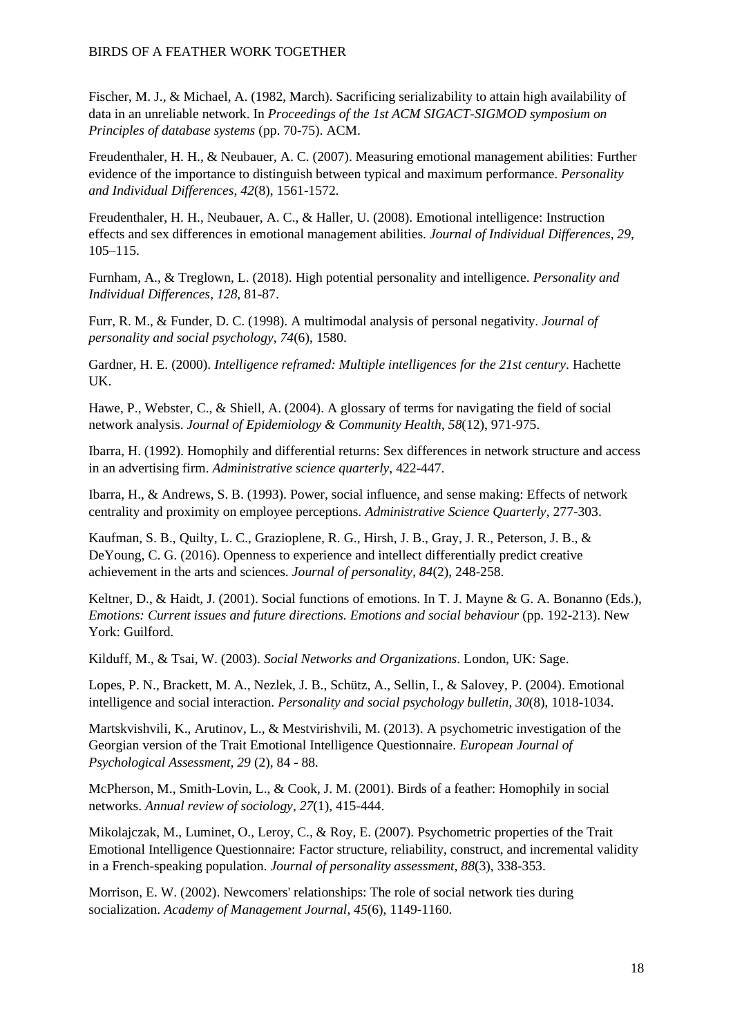Fischer, M. J., & Michael, A. (1982, March). Sacrificing serializability to attain high availability of data in an unreliable network. In *Proceedings of the 1st ACM SIGACT-SIGMOD symposium on Principles of database systems* (pp. 70-75). ACM.

Freudenthaler, H. H., & Neubauer, A. C. (2007). Measuring emotional management abilities: Further evidence of the importance to distinguish between typical and maximum performance. *Personality and Individual Differences*, *42*(8), 1561-1572.

Freudenthaler, H. H., Neubauer, A. C., & Haller, U. (2008). Emotional intelligence: Instruction effects and sex differences in emotional management abilities. *Journal of Individual Differences, 29,* 105–115.

Furnham, A., & Treglown, L. (2018). High potential personality and intelligence. *Personality and Individual Differences*, *128*, 81-87.

Furr, R. M., & Funder, D. C. (1998). A multimodal analysis of personal negativity. *Journal of personality and social psychology*, *74*(6), 1580.

Gardner, H. E. (2000). *Intelligence reframed: Multiple intelligences for the 21st century*. Hachette UK.

Hawe, P., Webster, C., & Shiell, A. (2004). A glossary of terms for navigating the field of social network analysis. *Journal of Epidemiology & Community Health*, *58*(12), 971-975.

Ibarra, H. (1992). Homophily and differential returns: Sex differences in network structure and access in an advertising firm. *Administrative science quarterly*, 422-447.

Ibarra, H., & Andrews, S. B. (1993). Power, social influence, and sense making: Effects of network centrality and proximity on employee perceptions. *Administrative Science Quarterly*, 277-303.

Kaufman, S. B., Quilty, L. C., Grazioplene, R. G., Hirsh, J. B., Gray, J. R., Peterson, J. B., & DeYoung, C. G. (2016). Openness to experience and intellect differentially predict creative achievement in the arts and sciences. *Journal of personality*, *84*(2), 248-258.

Keltner, D., & Haidt, J. (2001). Social functions of emotions. In T. J. Mayne & G. A. Bonanno (Eds.), *Emotions: Current issues and future directions. Emotions and social behaviour* (pp. 192-213). New York: Guilford.

Kilduff, M., & Tsai, W. (2003). *Social Networks and Organizations*. London, UK: Sage.

Lopes, P. N., Brackett, M. A., Nezlek, J. B., Schütz, A., Sellin, I., & Salovey, P. (2004). Emotional intelligence and social interaction. *Personality and social psychology bulletin*, *30*(8), 1018-1034.

Martskvishvili, K., Arutinov, L., & Mestvirishvili, M. (2013). A psychometric investigation of the Georgian version of the Trait Emotional Intelligence Questionnaire. *European Journal of Psychological Assessment, 29* (2), 84 - 88.

McPherson, M., Smith-Lovin, L., & Cook, J. M. (2001). Birds of a feather: Homophily in social networks. *Annual review of sociology*, *27*(1), 415-444.

Mikolajczak, M., Luminet, O., Leroy, C., & Roy, E. (2007). Psychometric properties of the Trait Emotional Intelligence Questionnaire: Factor structure, reliability, construct, and incremental validity in a French-speaking population. *Journal of personality assessment*, *88*(3), 338-353.

Morrison, E. W. (2002). Newcomers' relationships: The role of social network ties during socialization. *Academy of Management Journal*, *45*(6), 1149-1160.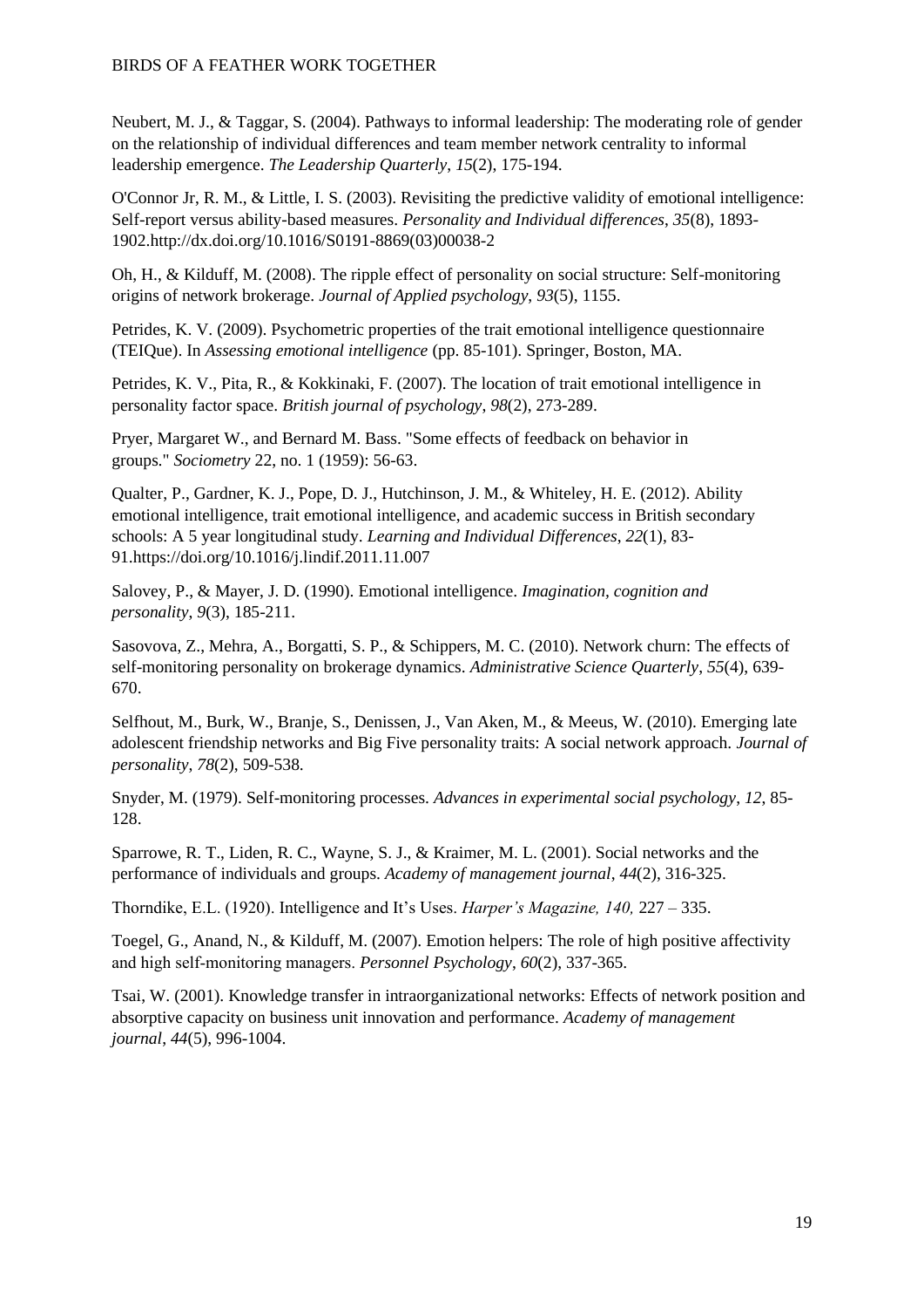Neubert, M. J., & Taggar, S. (2004). Pathways to informal leadership: The moderating role of gender on the relationship of individual differences and team member network centrality to informal leadership emergence. *The Leadership Quarterly*, *15*(2), 175-194.

O'Connor Jr, R. M., & Little, I. S. (2003). Revisiting the predictive validity of emotional intelligence: Self-report versus ability-based measures. *Personality and Individual differences*, *35*(8), 1893-1902.http://dx.doi.org/10.1016/S0191-8869(03)00038-2

Oh, H., & Kilduff, M. (2008). The ripple effect of personality on social structure: Self-monitoring origins of network brokerage. *Journal of Applied psychology*, *93*(5), 1155.

Petrides, K. V. (2009). Psychometric properties of the trait emotional intelligence questionnaire (TEIQue). In *Assessing emotional intelligence* (pp. 85-101). Springer, Boston, MA.

Petrides, K. V., Pita, R., & Kokkinaki, F. (2007). The location of trait emotional intelligence in personality factor space. *British journal of psychology*, *98*(2), 273-289.

Pryer, Margaret W., and Bernard M. Bass. "Some effects of feedback on behavior in groups." *Sociometry* 22, no. 1 (1959): 56-63.

Qualter, P., Gardner, K. J., Pope, D. J., Hutchinson, J. M., & Whiteley, H. E. (2012). Ability emotional intelligence, trait emotional intelligence, and academic success in British secondary schools: A 5 year longitudinal study. *Learning and Individual Differences*, *22*(1), 83-91.https://doi.org/10.1016/j.lindif.2011.11.007

Salovey, P., & Mayer, J. D. (1990). Emotional intelligence. *Imagination, cognition and personality*, *9*(3), 185-211.

Sasovova, Z., Mehra, A., Borgatti, S. P., & Schippers, M. C. (2010). Network churn: The effects of self-monitoring personality on brokerage dynamics. *Administrative Science Quarterly*, *55*(4), 639-670.

Selfhout, M., Burk, W., Branje, S., Denissen, J., Van Aken, M., & Meeus, W. (2010). Emerging late adolescent friendship networks and Big Five personality traits: A social network approach. *Journal of personality*, *78*(2), 509-538.

Snyder, M. (1979). Self-monitoring processes. *Advances in experimental social psychology*, *12*, 85-128.

Sparrowe, R. T., Liden, R. C., Wayne, S. J., & Kraimer, M. L. (2001). Social networks and the performance of individuals and groups. *Academy of management journal*, *44*(2), 316-325.

Thorndike, E.L. (1920). Intelligence and It's Uses. *Harper's Magazine, 140,* 227 – 335.

Toegel, G., Anand, N., & Kilduff, M. (2007). Emotion helpers: The role of high positive affectivity and high self-monitoring managers. *Personnel Psychology*, *60*(2), 337-365.

Tsai, W. (2001). Knowledge transfer in intraorganizational networks: Effects of network position and absorptive capacity on business unit innovation and performance. *Academy of management journal*, *44*(5), 996-1004.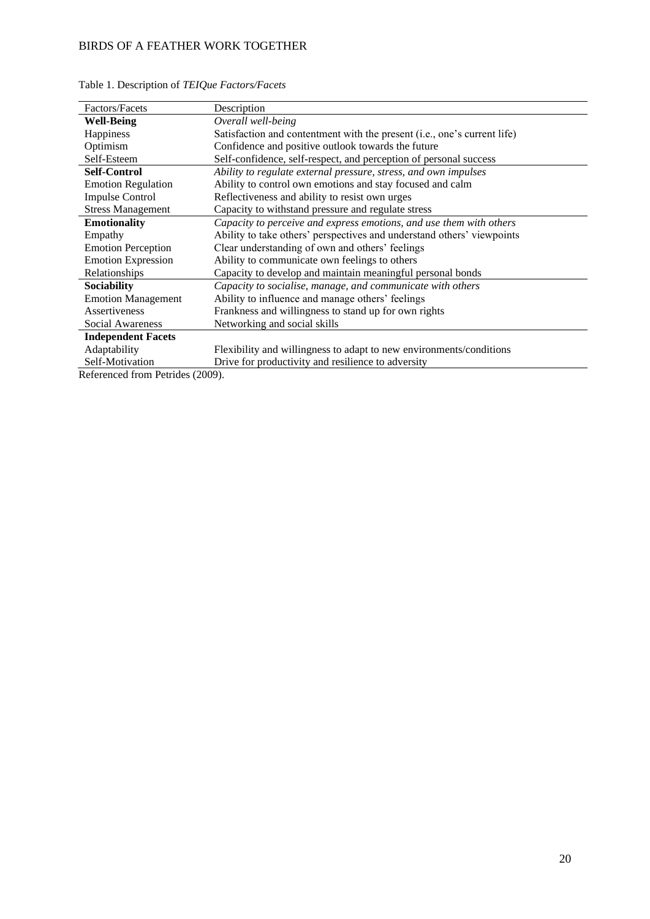Table 1. Description of *TEIQue Factors/Facets*

| Factors/Facets | Description |
|---|---|
| **Well-Being** | *Overall well-being* |
| Happiness | Satisfaction and contentment with the present (i.e., one's current life) |
| Optimism | Confidence and positive outlook towards the future |
| Self-Esteem | Self-confidence, self-respect, and perception of personal success |
| **Self-Control** | *Ability to regulate external pressure, stress, and own impulses* |
| Emotion Regulation | Ability to control own emotions and stay focused and calm |
| Impulse Control | Reflectiveness and ability to resist own urges |
| Stress Management | Capacity to withstand pressure and regulate stress |
| **Emotionality** | *Capacity to perceive and express emotions, and use them with others* |
| Empathy | Ability to take others' perspectives and understand others' viewpoints |
| Emotion Perception | Clear understanding of own and others' feelings |
| Emotion Expression | Ability to communicate own feelings to others |
| Relationships | Capacity to develop and maintain meaningful personal bonds |
| **Sociability** | *Capacity to socialise, manage, and communicate with others* |
| Emotion Management | Ability to influence and manage others' feelings |
| Assertiveness | Frankness and willingness to stand up for own rights |
| Social Awareness | Networking and social skills |
| **Independent Facets** | |
| Adaptability | Flexibility and willingness to adapt to new environments/conditions |
| Self-Motivation | Drive for productivity and resilience to adversity |

Referenced from Petrides (2009).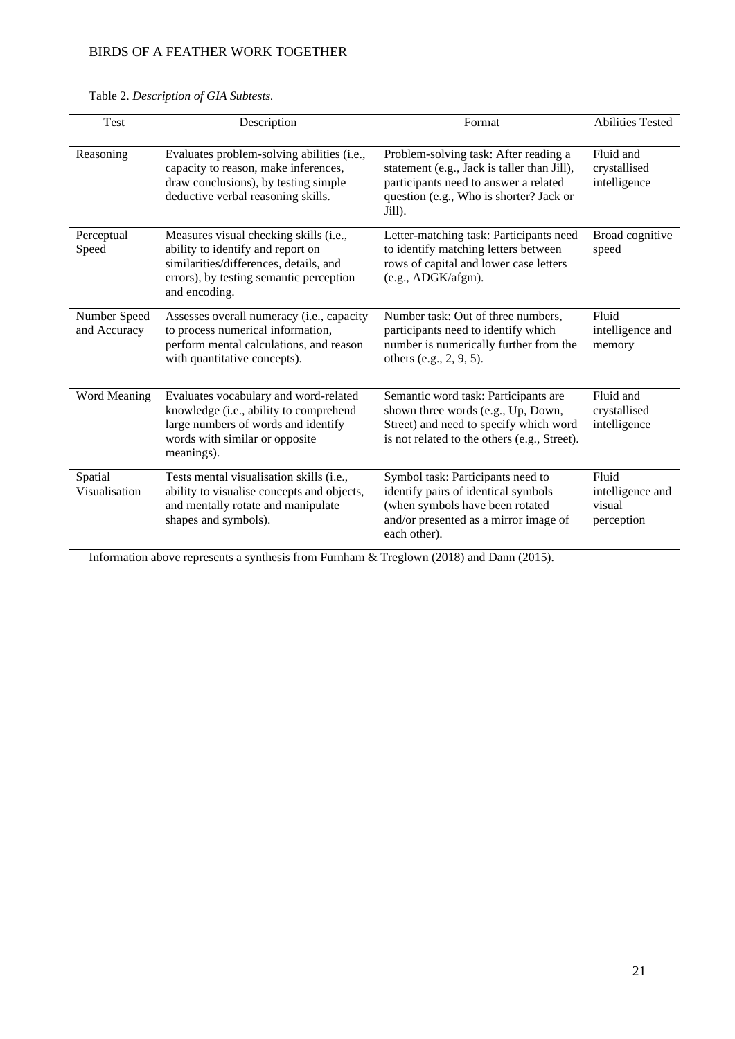Table 2. *Description of GIA Subtests.*

| Test | Description | Format | Abilities Tested |
|---|---|---|---|
| Reasoning | Evaluates problem-solving abilities (i.e., capacity to reason, make inferences, draw conclusions), by testing simple deductive verbal reasoning skills. | Problem-solving task: After reading a statement (e.g., Jack is taller than Jill), participants need to answer a related question (e.g., Who is shorter? Jack or Jill). | Fluid and crystallised intelligence |
| Perceptual Speed | Measures visual checking skills (i.e., ability to identify and report on similarities/differences, details, and errors), by testing semantic perception and encoding. | Letter-matching task: Participants need to identify matching letters between rows of capital and lower case letters (e.g., ADGK/afgm). | Broad cognitive speed |
| Number Speed and Accuracy | Assesses overall numeracy (i.e., capacity to process numerical information, perform mental calculations, and reason with quantitative concepts). | Number task: Out of three numbers, participants need to identify which number is numerically further from the others (e.g., 2, 9, 5). | Fluid intelligence and memory |
| Word Meaning | Evaluates vocabulary and word-related knowledge (i.e., ability to comprehend large numbers of words and identify words with similar or opposite meanings). | Semantic word task: Participants are shown three words (e.g., Up, Down, Street) and need to specify which word is not related to the others (e.g., Street). | Fluid and crystallised intelligence |
| Spatial Visualisation | Tests mental visualisation skills (i.e., ability to visualise concepts and objects, and mentally rotate and manipulate shapes and symbols). | Symbol task: Participants need to identify pairs of identical symbols (when symbols have been rotated and/or presented as a mirror image of each other). | Fluid intelligence and visual perception |

Information above represents a synthesis from Furnham & Treglown (2018) and Dann (2015).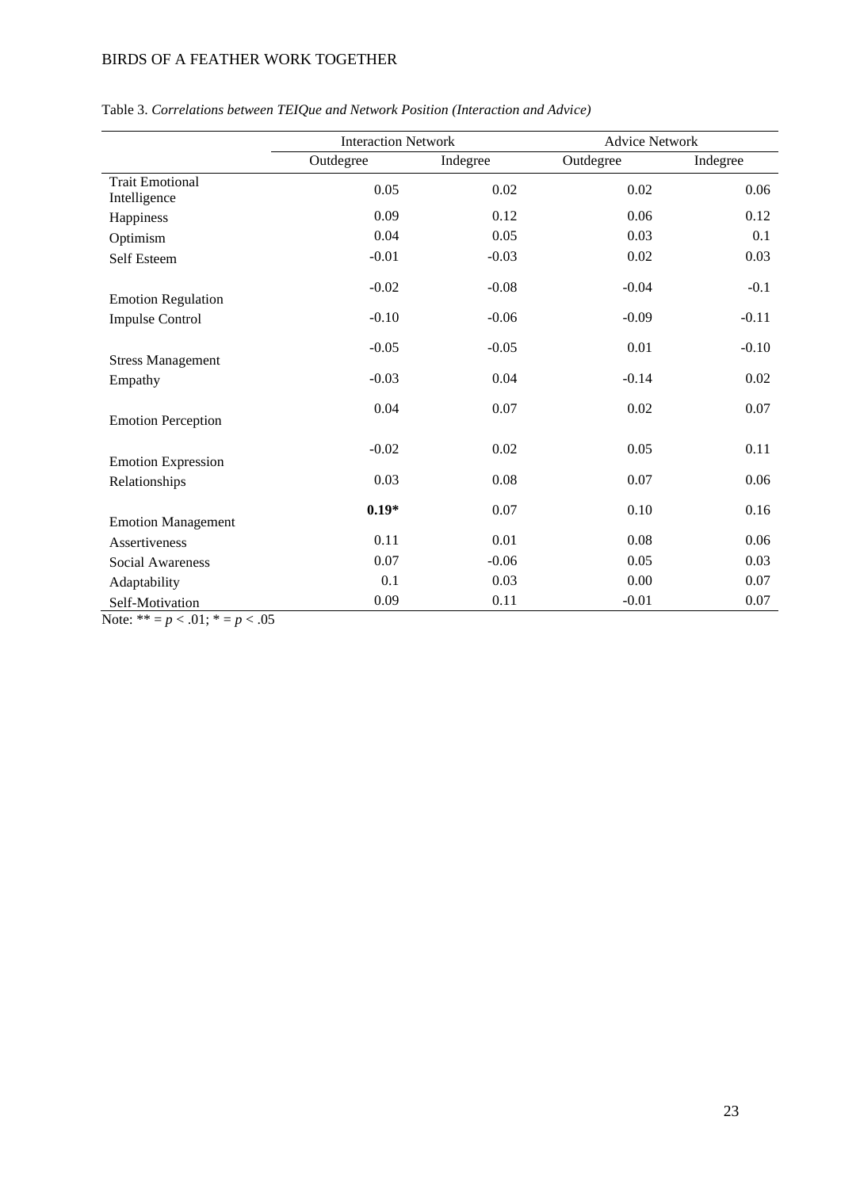Table 3. *Correlations between TEIQue and Network Position (Interaction and Advice)*

| | Interaction Network | | Advice Network | |
|---|---|---|---|---|
| | Outdegree | Indegree | Outdegree | Indegree |
| Trait Emotional Intelligence | 0.05 | 0.02 | 0.02 | 0.06 |
| Happiness | 0.09 | 0.12 | 0.06 | 0.12 |
| Optimism | 0.04 | 0.05 | 0.03 | 0.1 |
| Self Esteem | -0.01 | -0.03 | 0.02 | 0.03 |
| Emotion Regulation | -0.02 | -0.08 | -0.04 | -0.1 |
| Impulse Control | -0.10 | -0.06 | -0.09 | -0.11 |
| Stress Management | -0.05 | -0.05 | 0.01 | -0.10 |
| Empathy | -0.03 | 0.04 | -0.14 | 0.02 |
| Emotion Perception | 0.04 | 0.07 | 0.02 | 0.07 |
| Emotion Expression | -0.02 | 0.02 | 0.05 | 0.11 |
| Relationships | 0.03 | 0.08 | 0.07 | 0.06 |
| Emotion Management | **0.19*** | 0.07 | 0.10 | 0.16 |
| Assertiveness | 0.11 | 0.01 | 0.08 | 0.06 |
| Social Awareness | 0.07 | -0.06 | 0.05 | 0.03 |
| Adaptability | 0.1 | 0.03 | 0.00 | 0.07 |
| Self-Motivation | 0.09 | 0.11 | -0.01 | 0.07 |

Note: ** = $p < .01$; * = $p < .05$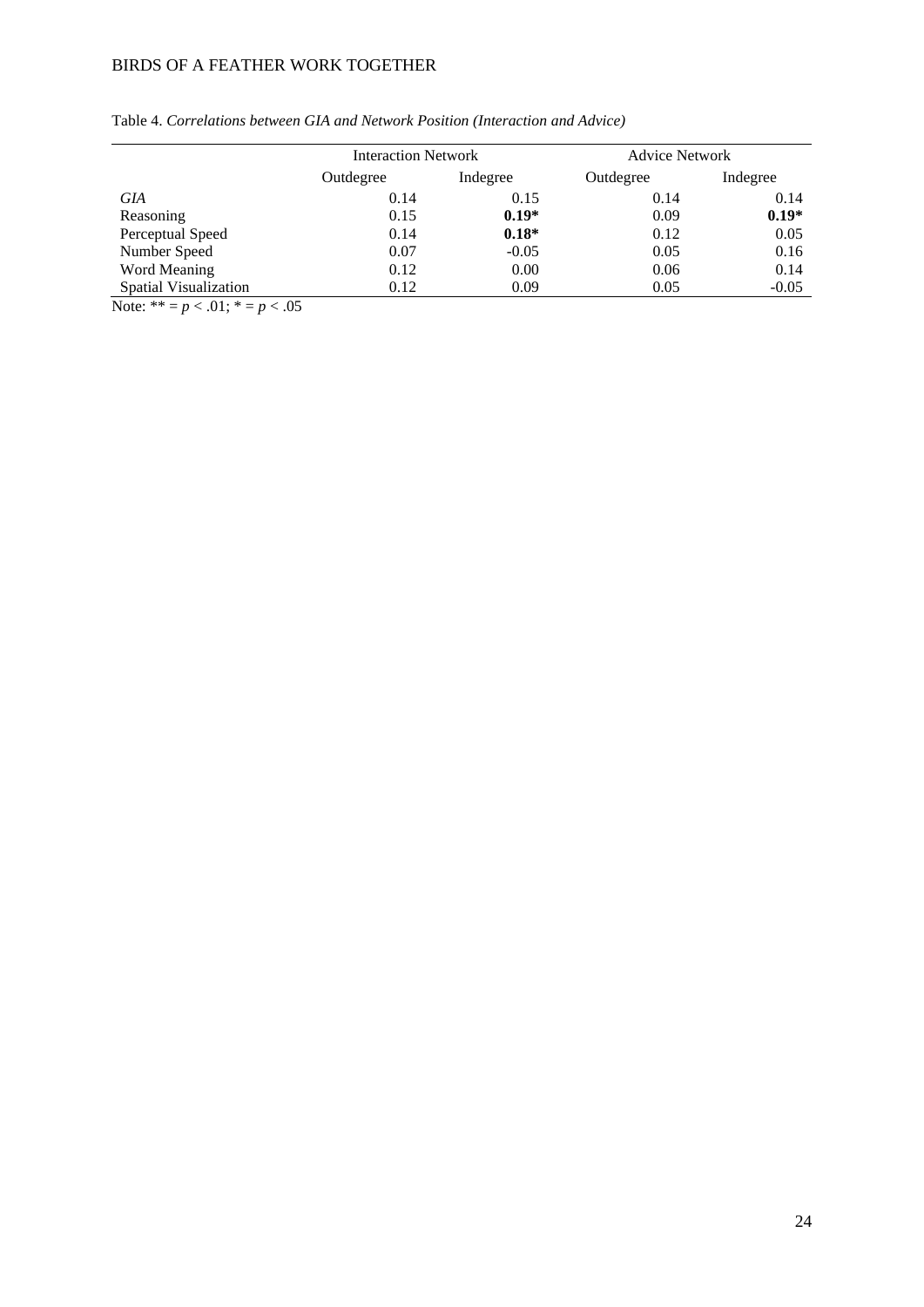Table 4. *Correlations between GIA and Network Position (Interaction and Advice)*

| | Interaction Network | | Advice Network | |
|---|---|---|---|---|
| | Outdegree | Indegree | Outdegree | Indegree |
| *GIA* | 0.14 | 0.15 | 0.14 | 0.14 |
| Reasoning | 0.15 | **0.19*** | 0.09 | **0.19*** |
| Perceptual Speed | 0.14 | **0.18*** | 0.12 | 0.05 |
| Number Speed | 0.07 | -0.05 | 0.05 | 0.16 |
| Word Meaning | 0.12 | 0.00 | 0.06 | 0.14 |
| Spatial Visualization | 0.12 | 0.09 | 0.05 | -0.05 |

Note: ** = $p < .01$; * = $p < .05$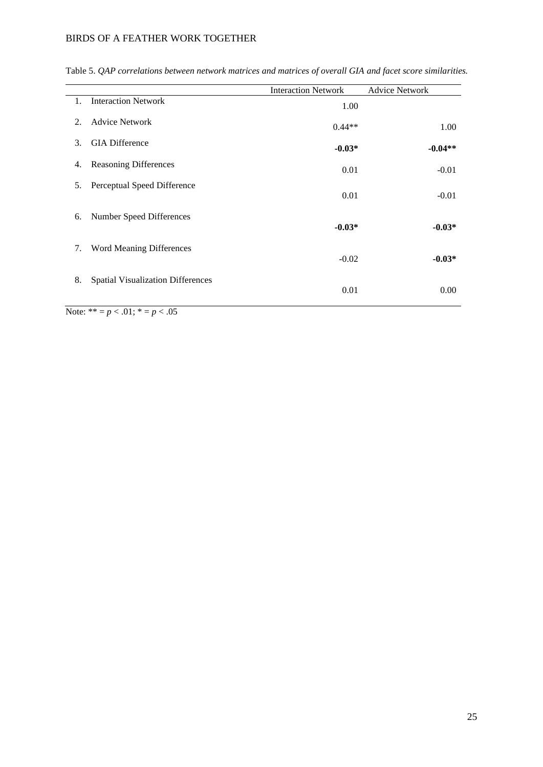Table 5. *QAP correlations between network matrices and matrices of overall GIA and facet score similarities.*

| | | Interaction Network | Advice Network |
|---|---|---|---|
| 1. | Interaction Network | 1.00 | |
| 2. | Advice Network | 0.44** | 1.00 |
| 3. | GIA Difference | **-0.03*** | **-0.04**** |
| 4. | Reasoning Differences | 0.01 | -0.01 |
| 5. | Perceptual Speed Difference | 0.01 | -0.01 |
| 6. | Number Speed Differences | **-0.03*** | **-0.03*** |
| 7. | Word Meaning Differences | -0.02 | **-0.03*** |
| 8. | Spatial Visualization Differences | 0.01 | 0.00 |

Note: ** = $p < .01$; * = $p < .05$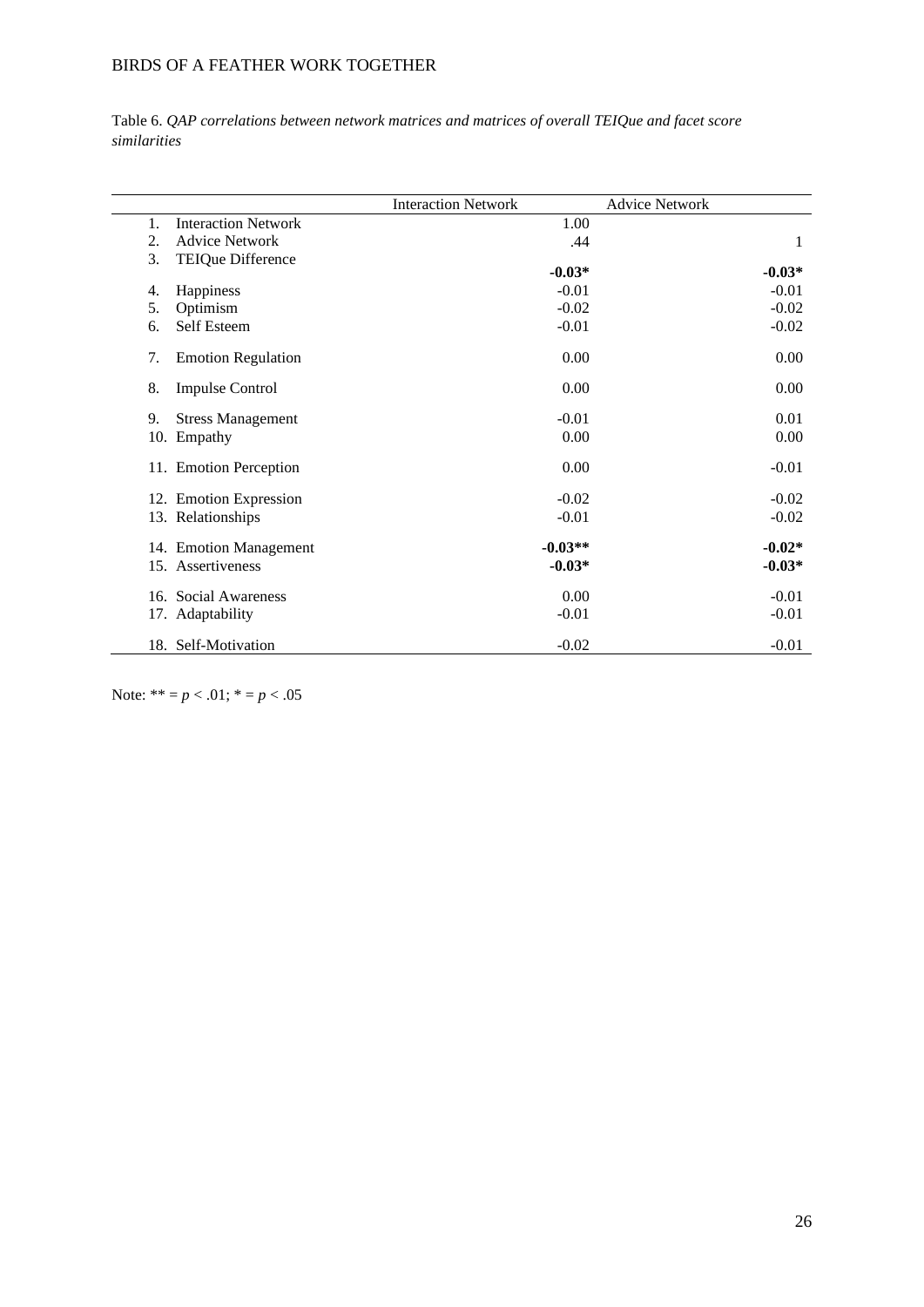Table 6. *QAP correlations between network matrices and matrices of overall TEIQue and facet score similarities*

| | Interaction Network | Advice Network |
|---|---|---|
| 1. Interaction Network | 1.00 | |
| 2. Advice Network | .44 | 1 |
| 3. TEIQue Difference | **-0.03*** | **-0.03*** |
| 4. Happiness | -0.01 | -0.01 |
| 5. Optimism | -0.02 | -0.02 |
| 6. Self Esteem | -0.01 | -0.02 |
| 7. Emotion Regulation | 0.00 | 0.00 |
| 8. Impulse Control | 0.00 | 0.00 |
| 9. Stress Management | -0.01 | 0.01 |
| 10. Empathy | 0.00 | 0.00 |
| 11. Emotion Perception | 0.00 | -0.01 |
| 12. Emotion Expression | -0.02 | -0.02 |
| 13. Relationships | -0.01 | -0.02 |
| 14. Emotion Management | **-0.03**** | **-0.02*** |
| 15. Assertiveness | **-0.03*** | **-0.03*** |
| 16. Social Awareness | 0.00 | -0.01 |
| 17. Adaptability | -0.01 | -0.01 |
| 18. Self-Motivation | -0.02 | -0.01 |

Note: ** = $p < .01$; * = $p < .05$